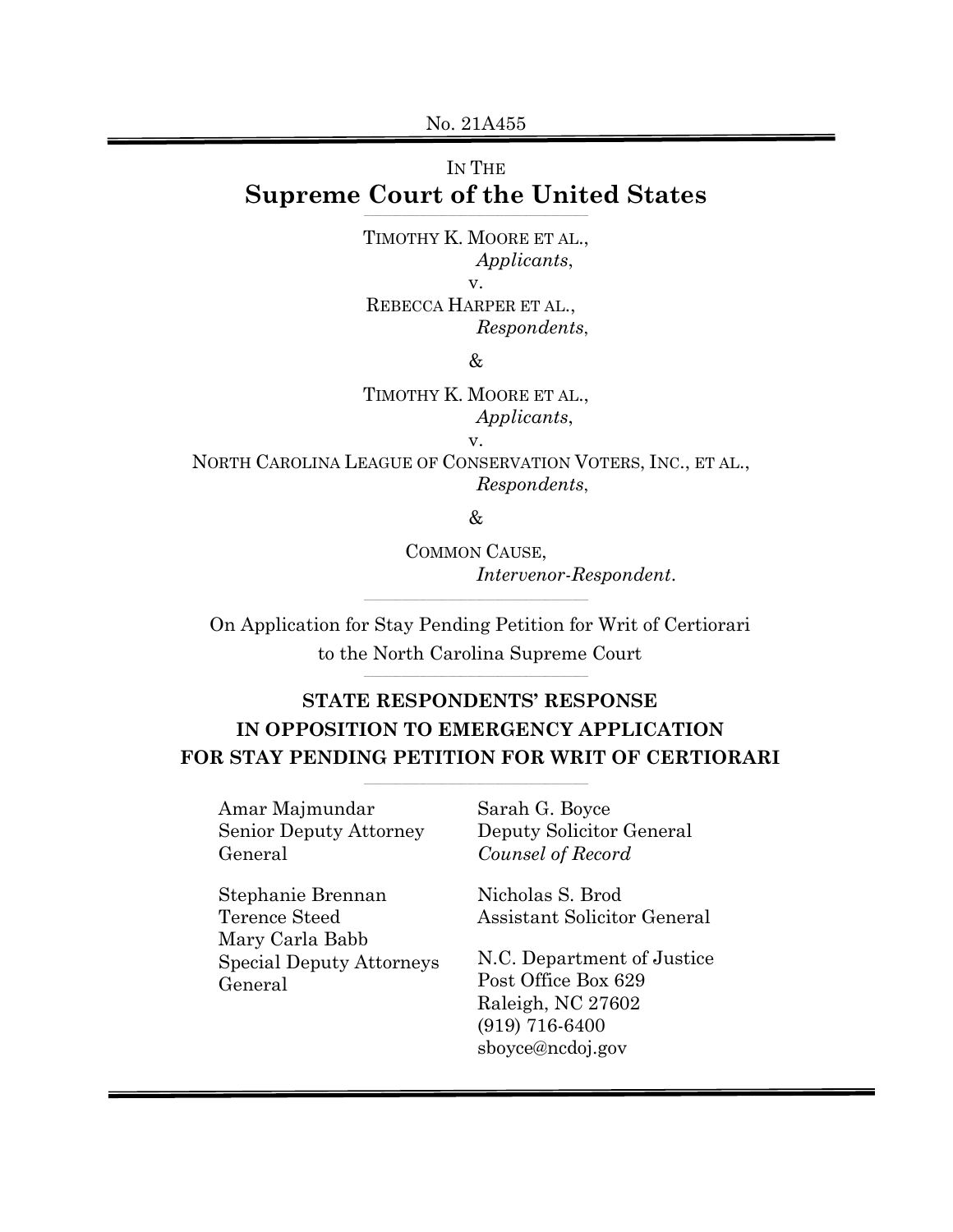No. 21A455

IN THE

# Supreme Court of the United States

TIMOTHY K. MOORE ET AL.,
*Applicants*,

v.

REBECCA HARPER ET AL.,
*Respondents*,

&

TIMOTHY K. MOORE ET AL.,
*Applicants*,

v.

NORTH CAROLINA LEAGUE OF CONSERVATION VOTERS, INC., ET AL.,
*Respondents*,

&

COMMON CAUSE,
*Intervenor-Respondent*.

On Application for Stay Pending Petition for Writ of Certiorari to the North Carolina Supreme Court

## STATE RESPONDENTS' RESPONSE IN OPPOSITION TO EMERGENCY APPLICATION FOR STAY PENDING PETITION FOR WRIT OF CERTIORARI

Amar Majmundar
Senior Deputy Attorney General

Stephanie Brennan
Terence Steed
Mary Carla Babb
Special Deputy Attorneys General

Sarah G. Boyce
Deputy Solicitor General
*Counsel of Record*

Nicholas S. Brod
Assistant Solicitor General

N.C. Department of Justice
Post Office Box 629
Raleigh, NC 27602
(919) 716-6400
sboyce@ncdoj.gov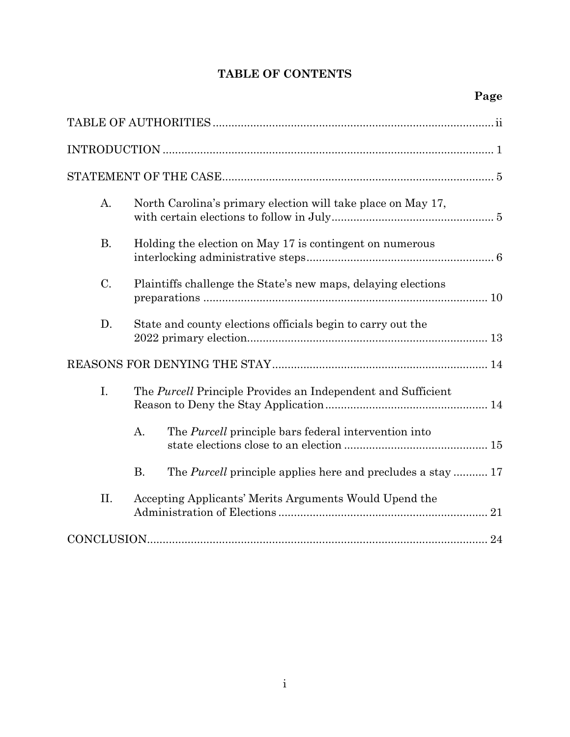## TABLE OF CONTENTS

| | Page |
|---|---|
| TABLE OF AUTHORITIES | ii |
| INTRODUCTION | 1 |
| STATEMENT OF THE CASE | 5 |
| A. North Carolina's primary election will take place on May 17, with certain elections to follow in July | 5 |
| B. Holding the election on May 17 is contingent on numerous interlocking administrative steps | 6 |
| C. Plaintiffs challenge the State's new maps, delaying elections preparations | 10 |
| D. State and county elections officials begin to carry out the 2022 primary election | 13 |
| REASONS FOR DENYING THE STAY | 14 |
| I. The *Purcell* Principle Provides an Independent and Sufficient Reason to Deny the Stay Application | 14 |
| A. The *Purcell* principle bars federal intervention into state elections close to an election | 15 |
| B. The *Purcell* principle applies here and precludes a stay | 17 |
| II. Accepting Applicants' Merits Arguments Would Upend the Administration of Elections | 21 |
| CONCLUSION | 24 |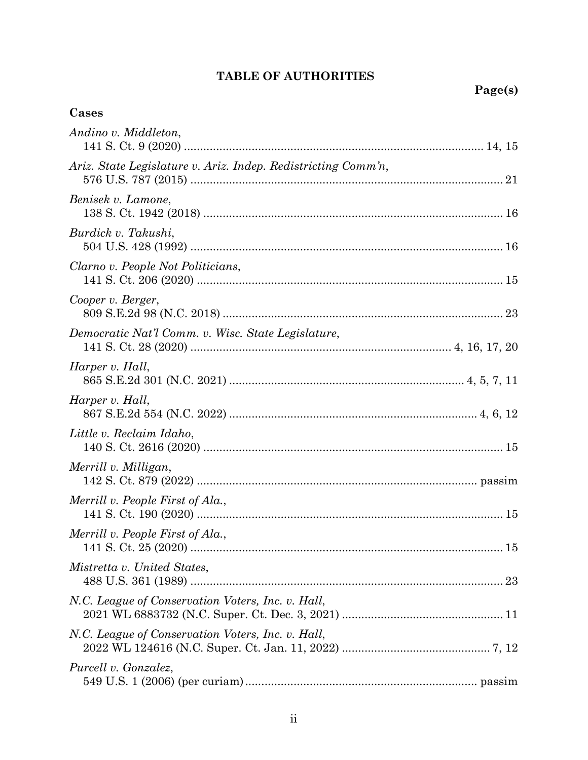# TABLE OF AUTHORITIES

**Page(s)**

### Cases

*Andino v. Middleton*,
141 S. Ct. 9 (2020) .......................................................................................... 14, 15

*Ariz. State Legislature v. Ariz. Indep. Redistricting Comm'n*,
576 U.S. 787 (2015) ............................................................................................... 21

*Benisek v. Lamone*,
138 S. Ct. 1942 (2018) .......................................................................................... 16

*Burdick v. Takushi*,
504 U.S. 428 (1992) ............................................................................................... 16

*Clarno v. People Not Politicians*,
141 S. Ct. 206 (2020) ............................................................................................. 15

*Cooper v. Berger*,
809 S.E.2d 98 (N.C. 2018) ..................................................................................... 23

*Democratic Nat'l Comm. v. Wisc. State Legislature*,
141 S. Ct. 28 (2020) ............................................................................... 4, 16, 17, 20

*Harper v. Hall*,
865 S.E.2d 301 (N.C. 2021) ....................................................................... 4, 5, 7, 11

*Harper v. Hall*,
867 S.E.2d 554 (N.C. 2022) ........................................................................... 4, 6, 12

*Little v. Reclaim Idaho*,
140 S. Ct. 2616 (2020) .......................................................................................... 15

*Merrill v. Milligan*,
142 S. Ct. 879 (2022) ...................................................................................... passim

*Merrill v. People First of Ala.*,
141 S. Ct. 190 (2020) ............................................................................................. 15

*Merrill v. People First of Ala.*,
141 S. Ct. 25 (2020) ............................................................................................... 15

*Mistretta v. United States*,
488 U.S. 361 (1989) ............................................................................................... 23

*N.C. League of Conservation Voters, Inc. v. Hall*,
2021 WL 6883732 (N.C. Super. Ct. Dec. 3, 2021) ................................................ 11

*N.C. League of Conservation Voters, Inc. v. Hall*,
2022 WL 124616 (N.C. Super. Ct. Jan. 11, 2022) ............................................ 7, 12

*Purcell v. Gonzalez*,
549 U.S. 1 (2006) (per curiam) ...................................................................... passim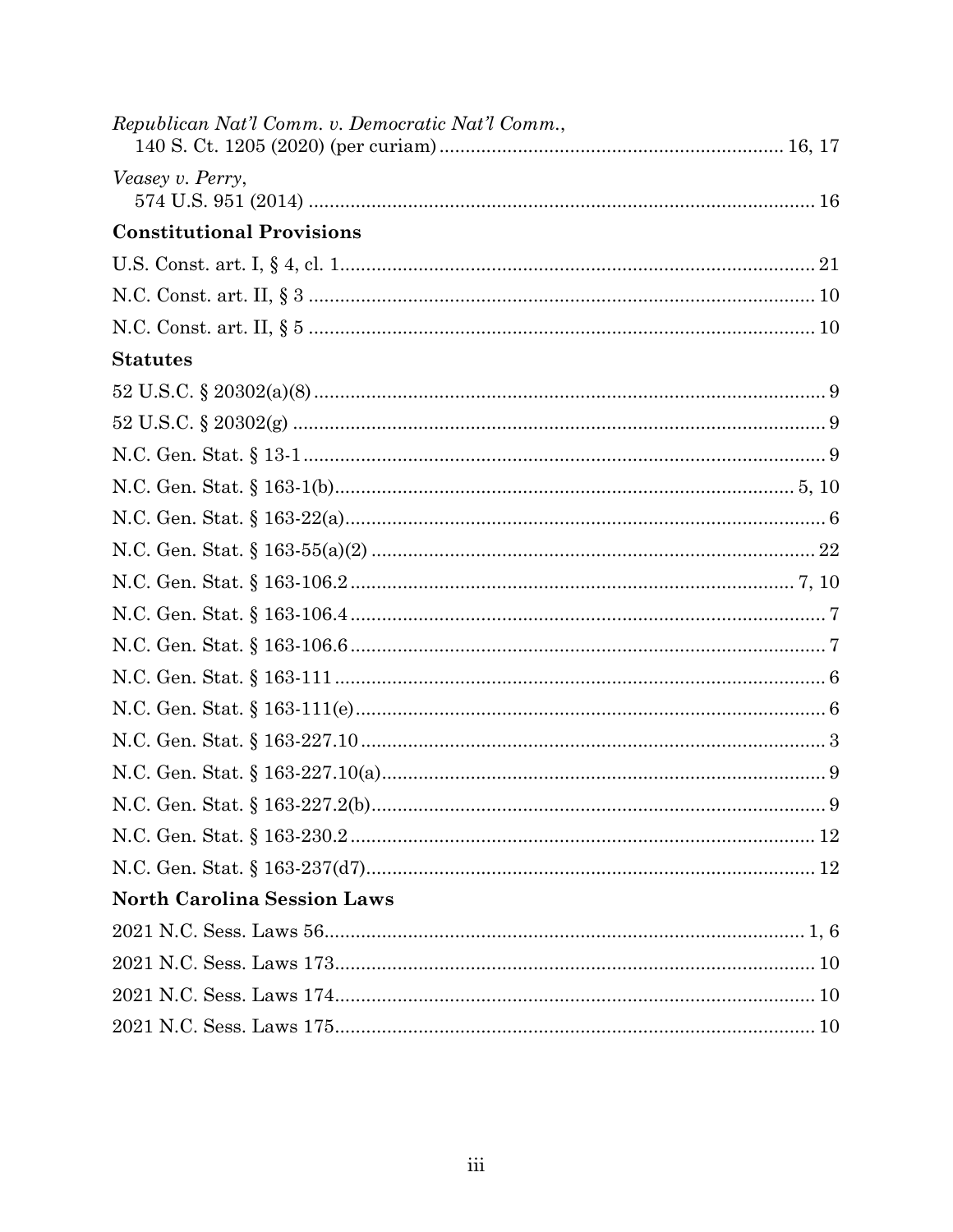*Republican Nat'l Comm. v. Democratic Nat'l Comm.*,
140 S. Ct. 1205 (2020) (per curiam) ................................................................ 16, 17

*Veasey v. Perry*,
574 U.S. 951 (2014) ................................................................................................ 16

**Constitutional Provisions**

U.S. Const. art. I, § 4, cl. 1 ...................................................................................... 21

N.C. Const. art. II, § 3 ............................................................................................. 10

N.C. Const. art. II, § 5 ............................................................................................. 10

**Statutes**

52 U.S.C. § 20302(a)(8) .............................................................................................. 9

52 U.S.C. § 20302(g) ................................................................................................... 9

N.C. Gen. Stat. § 13-1 .................................................................................................. 9

N.C. Gen. Stat. § 163-1(b) ....................................................................................... 5, 10

N.C. Gen. Stat. § 163-22(a) .......................................................................................... 6

N.C. Gen. Stat. § 163-55(a)(2) .................................................................................... 22

N.C. Gen. Stat. § 163-106.2 ...................................................................................... 7, 10

N.C. Gen. Stat. § 163-106.4 .......................................................................................... 7

N.C. Gen. Stat. § 163-106.6 .......................................................................................... 7

N.C. Gen. Stat. § 163-111 ............................................................................................. 6

N.C. Gen. Stat. § 163-111(e) .......................................................................................... 6

N.C. Gen. Stat. § 163-227.10 ........................................................................................ 3

N.C. Gen. Stat. § 163-227.10(a) ..................................................................................... 9

N.C. Gen. Stat. § 163-227.2(b) ....................................................................................... 9

N.C. Gen. Stat. § 163-230.2 ......................................................................................... 12

N.C. Gen. Stat. § 163-237(d7) ...................................................................................... 12

**North Carolina Session Laws**

2021 N.C. Sess. Laws 56 ............................................................................................ 1, 6

2021 N.C. Sess. Laws 173 ............................................................................................ 10

2021 N.C. Sess. Laws 174 ............................................................................................ 10

2021 N.C. Sess. Laws 175 ............................................................................................ 10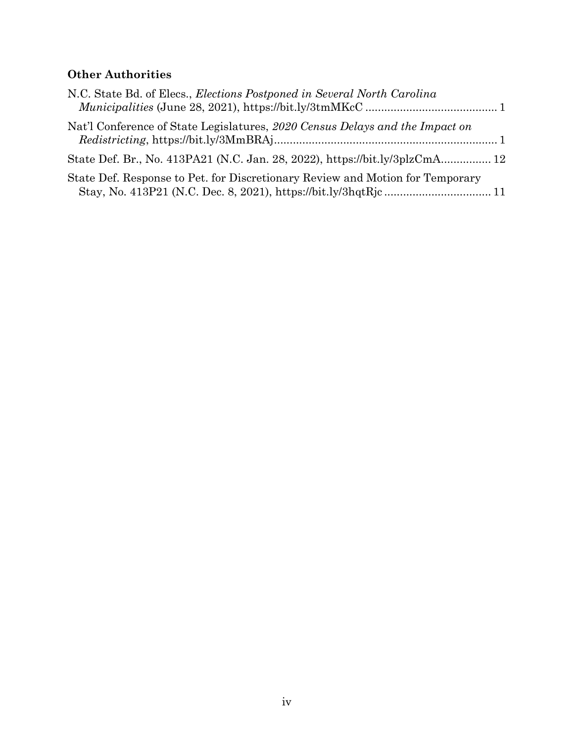**Other Authorities**

N.C. State Bd. of Elecs., *Elections Postponed in Several North Carolina Municipalities* (June 28, 2021), https://bit.ly/3tmMKcC .......................................... 1

Nat'l Conference of State Legislatures, *2020 Census Delays and the Impact on Redistricting*, https://bit.ly/3MmBRAj....................................................................... 1

State Def. Br., No. 413PA21 (N.C. Jan. 28, 2022), https://bit.ly/3plzCmA................ 12

State Def. Response to Pet. for Discretionary Review and Motion for Temporary Stay, No. 413P21 (N.C. Dec. 8, 2021), https://bit.ly/3hqtRjc .................................. 11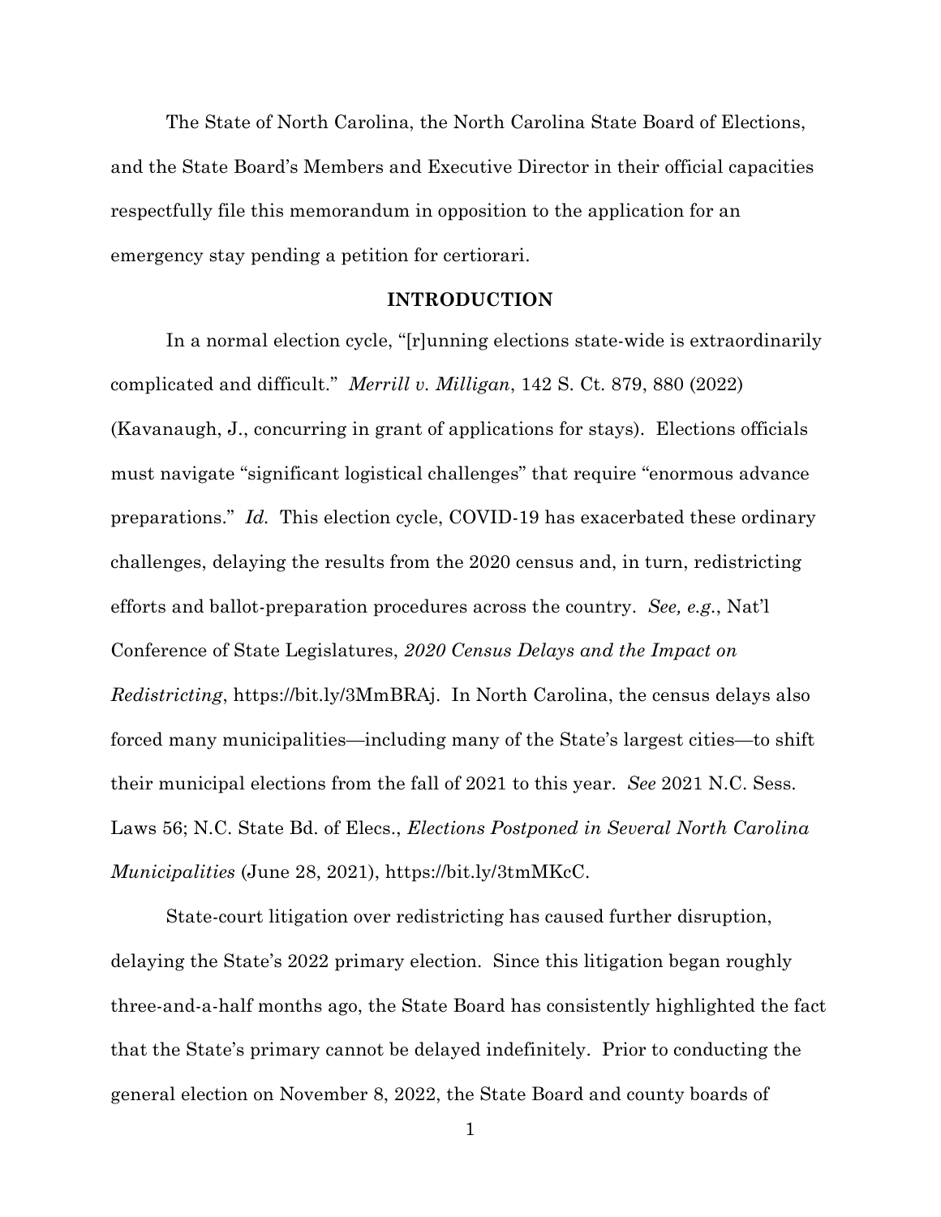The State of North Carolina, the North Carolina State Board of Elections, and the State Board's Members and Executive Director in their official capacities respectfully file this memorandum in opposition to the application for an emergency stay pending a petition for certiorari.

## INTRODUCTION

In a normal election cycle, "[r]unning elections state-wide is extraordinarily complicated and difficult." *Merrill v. Milligan*, 142 S. Ct. 879, 880 (2022) (Kavanaugh, J., concurring in grant of applications for stays). Elections officials must navigate "significant logistical challenges" that require "enormous advance preparations." *Id.* This election cycle, COVID-19 has exacerbated these ordinary challenges, delaying the results from the 2020 census and, in turn, redistricting efforts and ballot-preparation procedures across the country. *See, e.g.*, Nat'l Conference of State Legislatures, *2020 Census Delays and the Impact on Redistricting*, https://bit.ly/3MmBRAj. In North Carolina, the census delays also forced many municipalities—including many of the State's largest cities—to shift their municipal elections from the fall of 2021 to this year. *See* 2021 N.C. Sess. Laws 56; N.C. State Bd. of Elecs., *Elections Postponed in Several North Carolina Municipalities* (June 28, 2021), https://bit.ly/3tmMKcC.

State-court litigation over redistricting has caused further disruption, delaying the State's 2022 primary election. Since this litigation began roughly three-and-a-half months ago, the State Board has consistently highlighted the fact that the State's primary cannot be delayed indefinitely. Prior to conducting the general election on November 8, 2022, the State Board and county boards of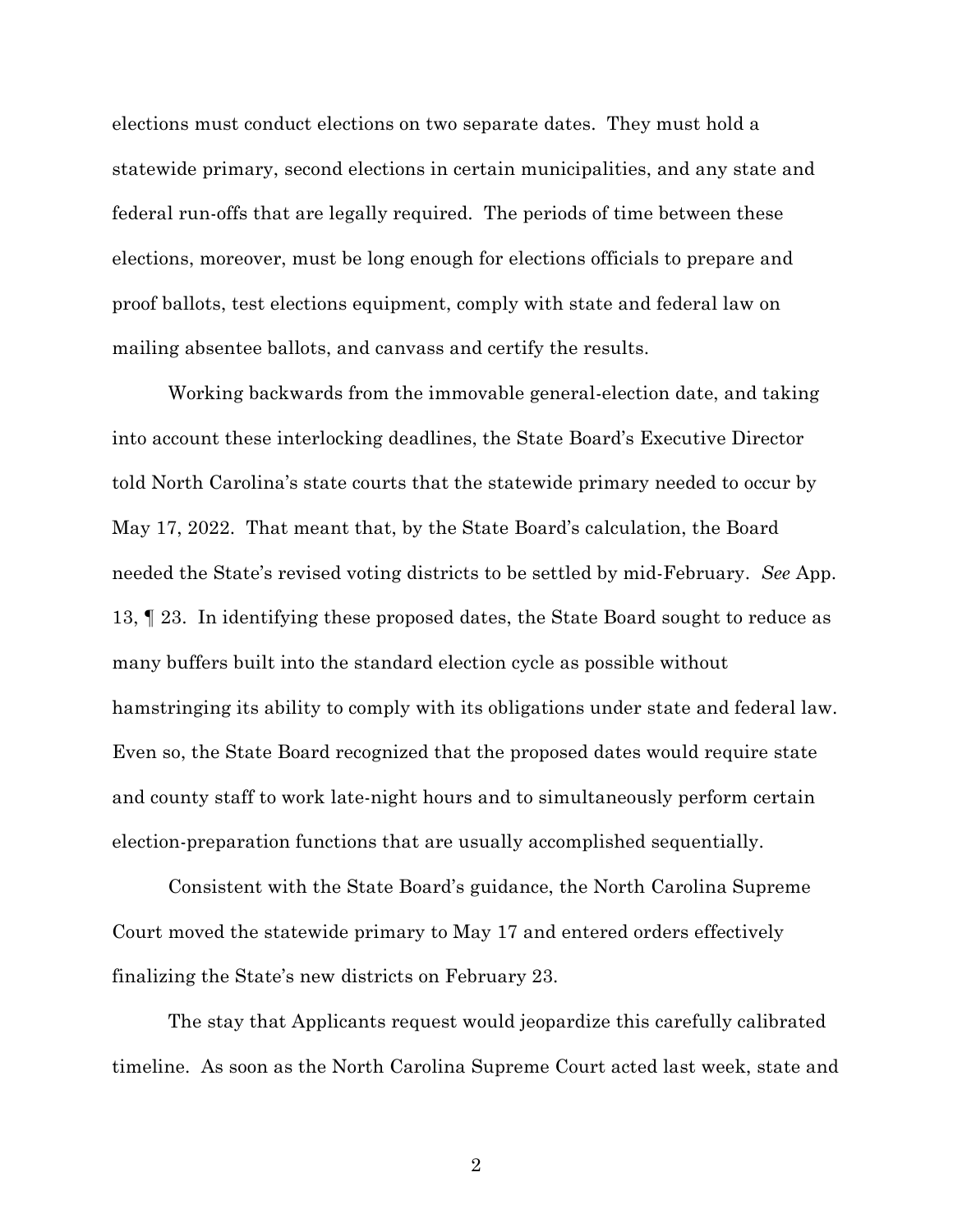elections must conduct elections on two separate dates. They must hold a statewide primary, second elections in certain municipalities, and any state and federal run-offs that are legally required. The periods of time between these elections, moreover, must be long enough for elections officials to prepare and proof ballots, test elections equipment, comply with state and federal law on mailing absentee ballots, and canvass and certify the results.

Working backwards from the immovable general-election date, and taking into account these interlocking deadlines, the State Board's Executive Director told North Carolina's state courts that the statewide primary needed to occur by May 17, 2022. That meant that, by the State Board's calculation, the Board needed the State's revised voting districts to be settled by mid-February. *See* App. 13, ¶ 23. In identifying these proposed dates, the State Board sought to reduce as many buffers built into the standard election cycle as possible without hamstringing its ability to comply with its obligations under state and federal law. Even so, the State Board recognized that the proposed dates would require state and county staff to work late-night hours and to simultaneously perform certain election-preparation functions that are usually accomplished sequentially.

Consistent with the State Board's guidance, the North Carolina Supreme Court moved the statewide primary to May 17 and entered orders effectively finalizing the State's new districts on February 23.

The stay that Applicants request would jeopardize this carefully calibrated timeline. As soon as the North Carolina Supreme Court acted last week, state and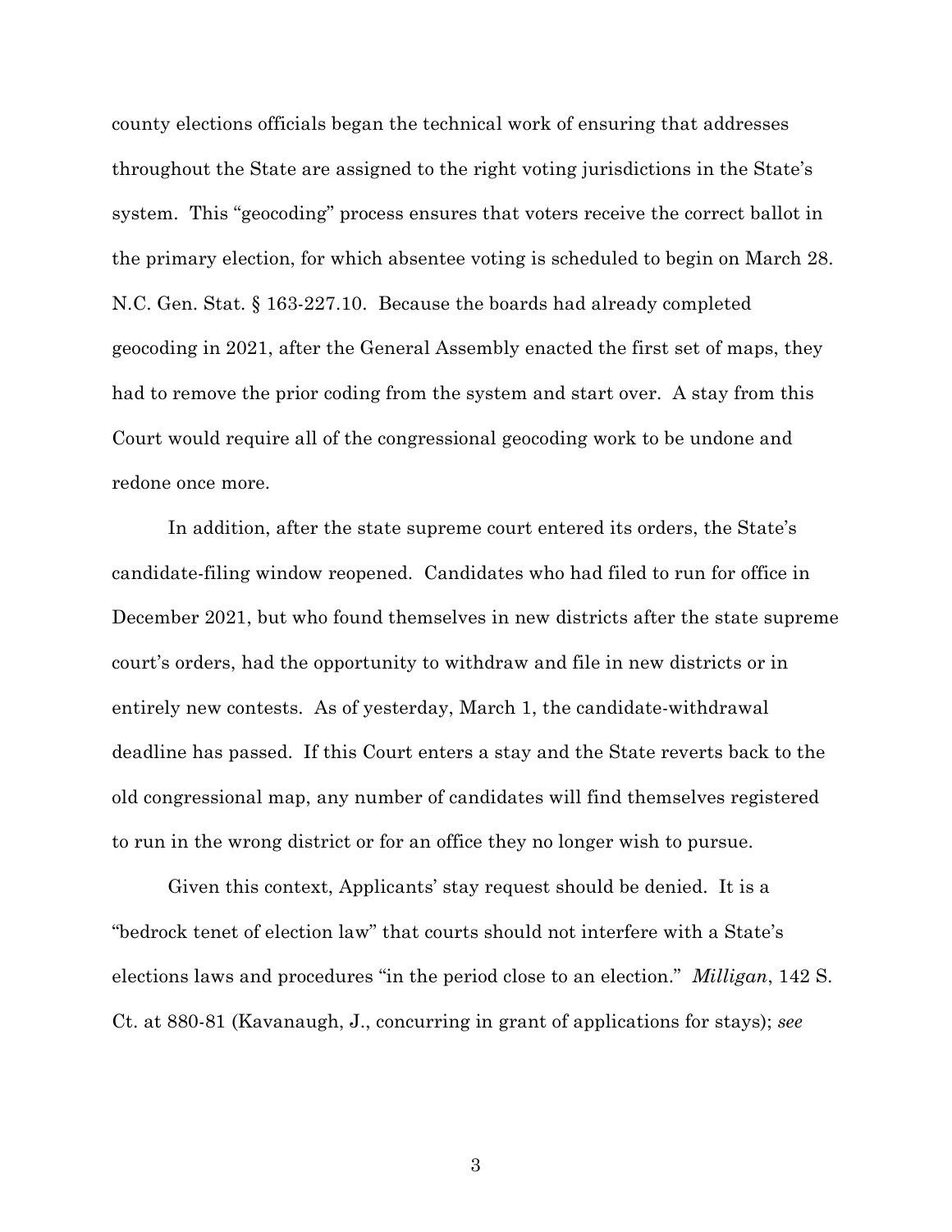county elections officials began the technical work of ensuring that addresses throughout the State are assigned to the right voting jurisdictions in the State's system. This "geocoding" process ensures that voters receive the correct ballot in the primary election, for which absentee voting is scheduled to begin on March 28. N.C. Gen. Stat. § 163-227.10. Because the boards had already completed geocoding in 2021, after the General Assembly enacted the first set of maps, they had to remove the prior coding from the system and start over. A stay from this Court would require all of the congressional geocoding work to be undone and redone once more.

In addition, after the state supreme court entered its orders, the State's candidate-filing window reopened. Candidates who had filed to run for office in December 2021, but who found themselves in new districts after the state supreme court's orders, had the opportunity to withdraw and file in new districts or in entirely new contests. As of yesterday, March 1, the candidate-withdrawal deadline has passed. If this Court enters a stay and the State reverts back to the old congressional map, any number of candidates will find themselves registered to run in the wrong district or for an office they no longer wish to pursue.

Given this context, Applicants' stay request should be denied. It is a "bedrock tenet of election law" that courts should not interfere with a State's elections laws and procedures "in the period close to an election." *Milligan*, 142 S. Ct. at 880-81 (Kavanaugh, J., concurring in grant of applications for stays); *see*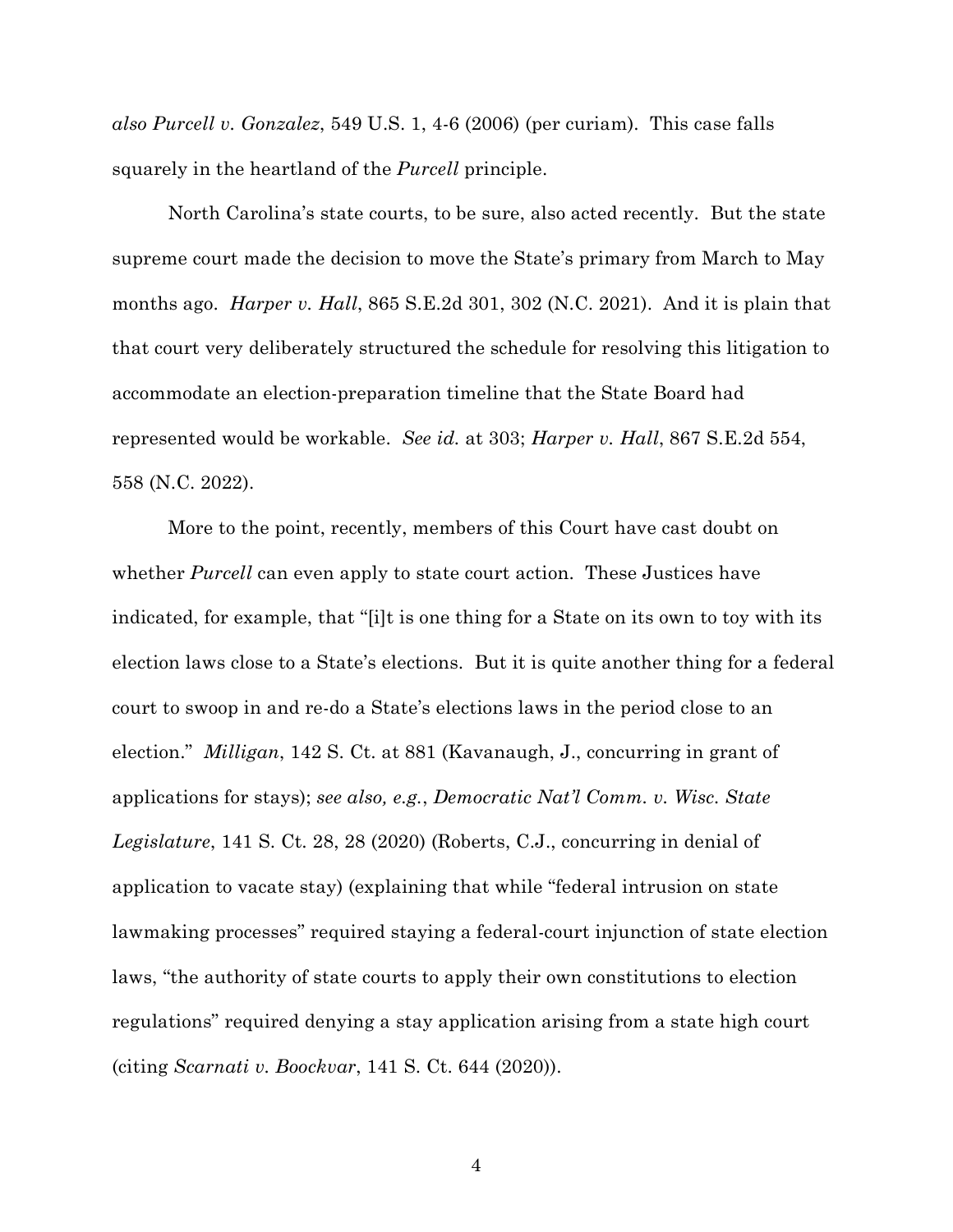*also Purcell v. Gonzalez*, 549 U.S. 1, 4-6 (2006) (per curiam). This case falls squarely in the heartland of the *Purcell* principle.

North Carolina's state courts, to be sure, also acted recently. But the state supreme court made the decision to move the State's primary from March to May months ago. *Harper v. Hall*, 865 S.E.2d 301, 302 (N.C. 2021). And it is plain that that court very deliberately structured the schedule for resolving this litigation to accommodate an election-preparation timeline that the State Board had represented would be workable. *See id.* at 303; *Harper v. Hall*, 867 S.E.2d 554, 558 (N.C. 2022).

More to the point, recently, members of this Court have cast doubt on whether *Purcell* can even apply to state court action. These Justices have indicated, for example, that "[i]t is one thing for a State on its own to toy with its election laws close to a State's elections. But it is quite another thing for a federal court to swoop in and re-do a State's elections laws in the period close to an election." *Milligan*, 142 S. Ct. at 881 (Kavanaugh, J., concurring in grant of applications for stays); *see also, e.g.*, *Democratic Nat'l Comm. v. Wisc. State Legislature*, 141 S. Ct. 28, 28 (2020) (Roberts, C.J., concurring in denial of application to vacate stay) (explaining that while "federal intrusion on state lawmaking processes" required staying a federal-court injunction of state election laws, "the authority of state courts to apply their own constitutions to election regulations" required denying a stay application arising from a state high court (citing *Scarnati v. Boockvar*, 141 S. Ct. 644 (2020)).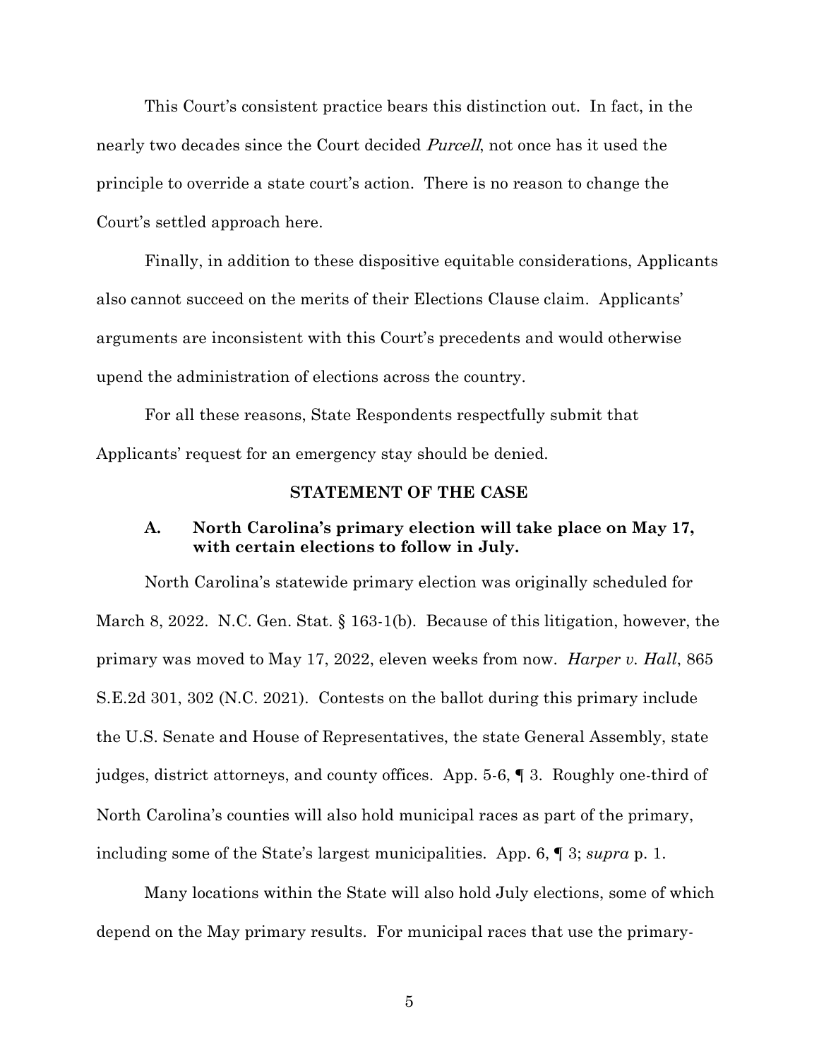This Court's consistent practice bears this distinction out. In fact, in the nearly two decades since the Court decided *Purcell*, not once has it used the principle to override a state court's action. There is no reason to change the Court's settled approach here.

Finally, in addition to these dispositive equitable considerations, Applicants also cannot succeed on the merits of their Elections Clause claim. Applicants' arguments are inconsistent with this Court's precedents and would otherwise upend the administration of elections across the country.

For all these reasons, State Respondents respectfully submit that Applicants' request for an emergency stay should be denied.

## STATEMENT OF THE CASE

### A. North Carolina's primary election will take place on May 17, with certain elections to follow in July.

North Carolina's statewide primary election was originally scheduled for March 8, 2022. N.C. Gen. Stat. § 163-1(b). Because of this litigation, however, the primary was moved to May 17, 2022, eleven weeks from now. *Harper v. Hall*, 865 S.E.2d 301, 302 (N.C. 2021). Contests on the ballot during this primary include the U.S. Senate and House of Representatives, the state General Assembly, state judges, district attorneys, and county offices. App. 5-6, ¶ 3. Roughly one-third of North Carolina's counties will also hold municipal races as part of the primary, including some of the State's largest municipalities. App. 6, ¶ 3; *supra* p. 1.

Many locations within the State will also hold July elections, some of which depend on the May primary results. For municipal races that use the primary-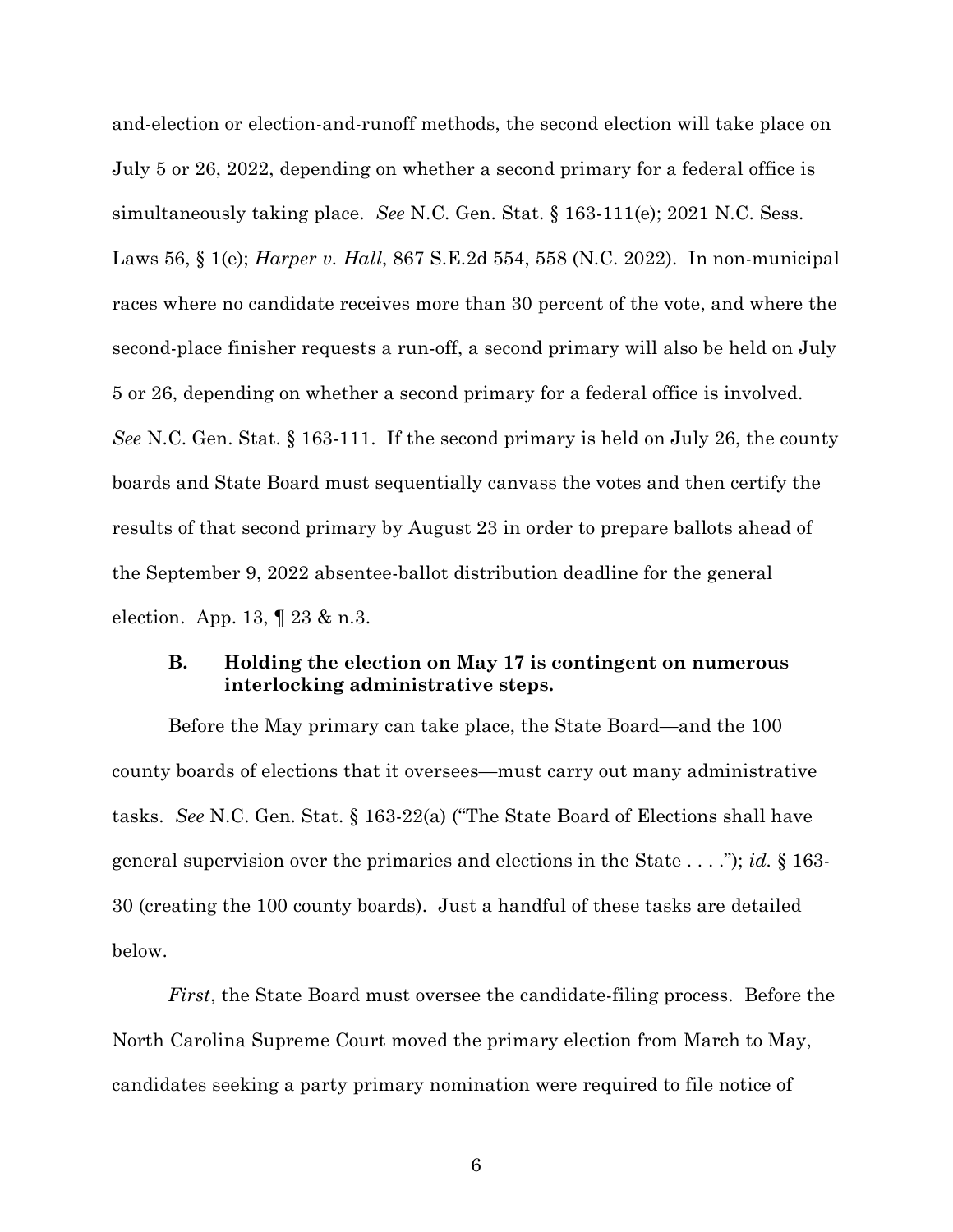and-election or election-and-runoff methods, the second election will take place on July 5 or 26, 2022, depending on whether a second primary for a federal office is simultaneously taking place. *See* N.C. Gen. Stat. § 163-111(e); 2021 N.C. Sess. Laws 56, § 1(e); *Harper v. Hall*, 867 S.E.2d 554, 558 (N.C. 2022). In non-municipal races where no candidate receives more than 30 percent of the vote, and where the second-place finisher requests a run-off, a second primary will also be held on July 5 or 26, depending on whether a second primary for a federal office is involved. *See* N.C. Gen. Stat. § 163-111. If the second primary is held on July 26, the county boards and State Board must sequentially canvass the votes and then certify the results of that second primary by August 23 in order to prepare ballots ahead of the September 9, 2022 absentee-ballot distribution deadline for the general election. App. 13, ¶ 23 & n.3.

### B. Holding the election on May 17 is contingent on numerous interlocking administrative steps.

Before the May primary can take place, the State Board—and the 100 county boards of elections that it oversees—must carry out many administrative tasks. *See* N.C. Gen. Stat. § 163-22(a) ("The State Board of Elections shall have general supervision over the primaries and elections in the State . . . ."); *id.* § 163-30 (creating the 100 county boards). Just a handful of these tasks are detailed below.

*First*, the State Board must oversee the candidate-filing process. Before the North Carolina Supreme Court moved the primary election from March to May, candidates seeking a party primary nomination were required to file notice of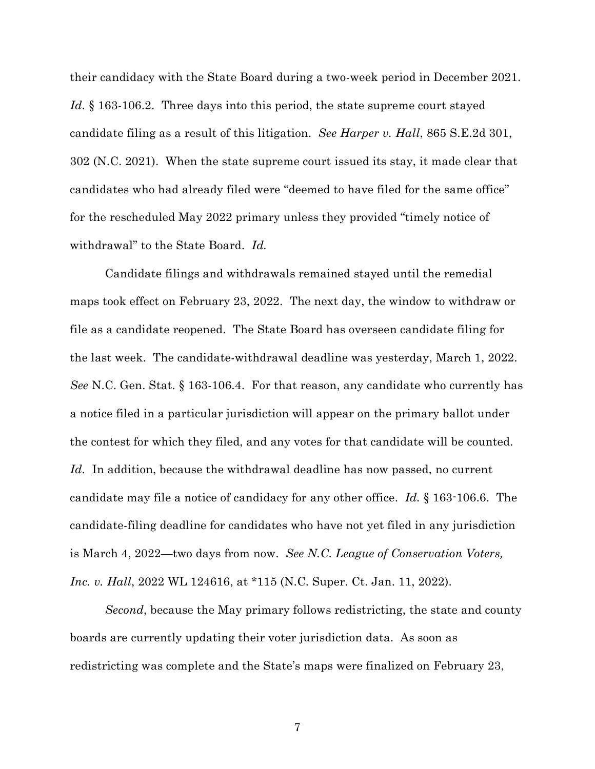their candidacy with the State Board during a two-week period in December 2021. *Id.* § 163-106.2. Three days into this period, the state supreme court stayed candidate filing as a result of this litigation. *See Harper v. Hall*, 865 S.E.2d 301, 302 (N.C. 2021). When the state supreme court issued its stay, it made clear that candidates who had already filed were "deemed to have filed for the same office" for the rescheduled May 2022 primary unless they provided "timely notice of withdrawal" to the State Board. *Id.*

Candidate filings and withdrawals remained stayed until the remedial maps took effect on February 23, 2022. The next day, the window to withdraw or file as a candidate reopened. The State Board has overseen candidate filing for the last week. The candidate-withdrawal deadline was yesterday, March 1, 2022. *See* N.C. Gen. Stat. § 163-106.4. For that reason, any candidate who currently has a notice filed in a particular jurisdiction will appear on the primary ballot under the contest for which they filed, and any votes for that candidate will be counted. *Id.* In addition, because the withdrawal deadline has now passed, no current candidate may file a notice of candidacy for any other office. *Id.* § 163-106.6. The candidate-filing deadline for candidates who have not yet filed in any jurisdiction is March 4, 2022—two days from now. *See N.C. League of Conservation Voters, Inc. v. Hall*, 2022 WL 124616, at *115 (N.C. Super. Ct. Jan. 11, 2022).

*Second*, because the May primary follows redistricting, the state and county boards are currently updating their voter jurisdiction data. As soon as redistricting was complete and the State's maps were finalized on February 23,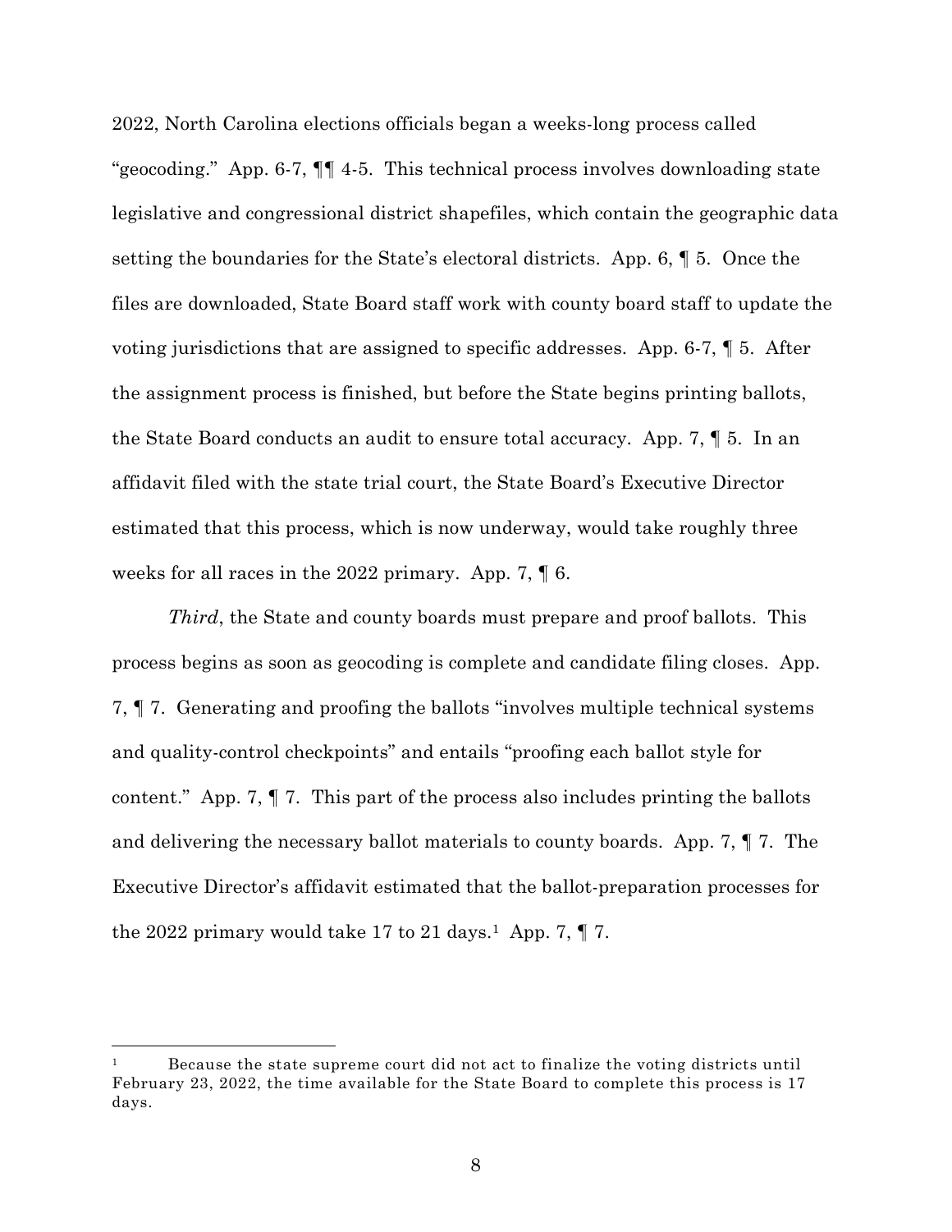2022, North Carolina elections officials began a weeks-long process called "geocoding." App. 6-7, ¶¶ 4-5. This technical process involves downloading state legislative and congressional district shapefiles, which contain the geographic data setting the boundaries for the State's electoral districts. App. 6, ¶ 5. Once the files are downloaded, State Board staff work with county board staff to update the voting jurisdictions that are assigned to specific addresses. App. 6-7, ¶ 5. After the assignment process is finished, but before the State begins printing ballots, the State Board conducts an audit to ensure total accuracy. App. 7, ¶ 5. In an affidavit filed with the state trial court, the State Board's Executive Director estimated that this process, which is now underway, would take roughly three weeks for all races in the 2022 primary. App. 7, ¶ 6.

*Third*, the State and county boards must prepare and proof ballots. This process begins as soon as geocoding is complete and candidate filing closes. App. 7, ¶ 7. Generating and proofing the ballots "involves multiple technical systems and quality-control checkpoints" and entails "proofing each ballot style for content." App. 7, ¶ 7. This part of the process also includes printing the ballots and delivering the necessary ballot materials to county boards. App. 7, ¶ 7. The Executive Director's affidavit estimated that the ballot-preparation processes for the 2022 primary would take 17 to 21 days.[1] App. 7, ¶ 7.

---

[1] Because the state supreme court did not act to finalize the voting districts until February 23, 2022, the time available for the State Board to complete this process is 17 days.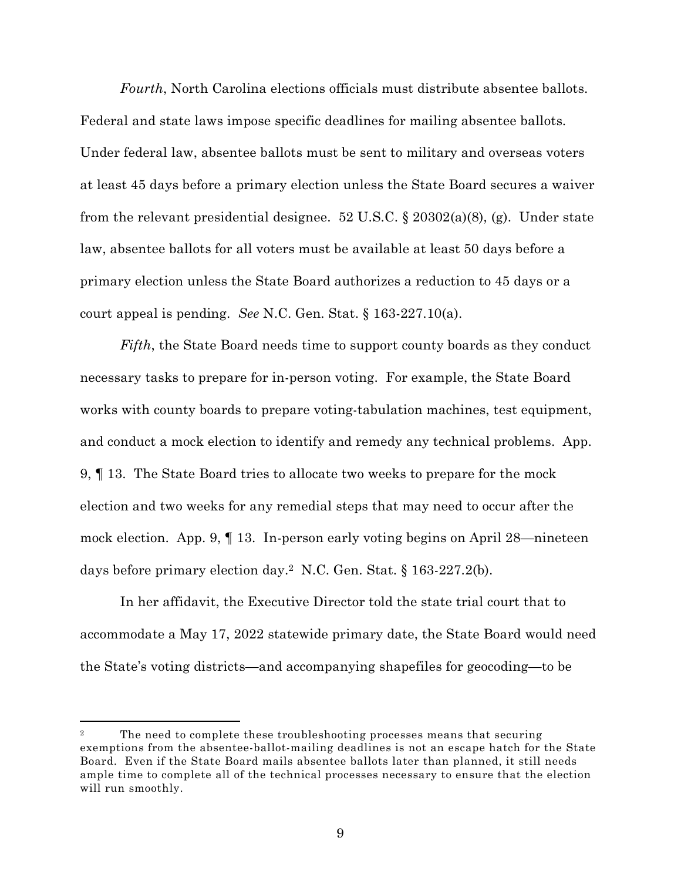*Fourth*, North Carolina elections officials must distribute absentee ballots. Federal and state laws impose specific deadlines for mailing absentee ballots. Under federal law, absentee ballots must be sent to military and overseas voters at least 45 days before a primary election unless the State Board secures a waiver from the relevant presidential designee. 52 U.S.C. § 20302(a)(8), (g). Under state law, absentee ballots for all voters must be available at least 50 days before a primary election unless the State Board authorizes a reduction to 45 days or a court appeal is pending. *See* N.C. Gen. Stat. § 163-227.10(a).

*Fifth*, the State Board needs time to support county boards as they conduct necessary tasks to prepare for in-person voting. For example, the State Board works with county boards to prepare voting-tabulation machines, test equipment, and conduct a mock election to identify and remedy any technical problems. App. 9, ¶ 13. The State Board tries to allocate two weeks to prepare for the mock election and two weeks for any remedial steps that may need to occur after the mock election. App. 9, ¶ 13. In-person early voting begins on April 28—nineteen days before primary election day.[2] N.C. Gen. Stat. § 163-227.2(b).

In her affidavit, the Executive Director told the state trial court that to accommodate a May 17, 2022 statewide primary date, the State Board would need the State's voting districts—and accompanying shapefiles for geocoding—to be

[2] The need to complete these troubleshooting processes means that securing exemptions from the absentee-ballot-mailing deadlines is not an escape hatch for the State Board. Even if the State Board mails absentee ballots later than planned, it still needs ample time to complete all of the technical processes necessary to ensure that the election will run smoothly.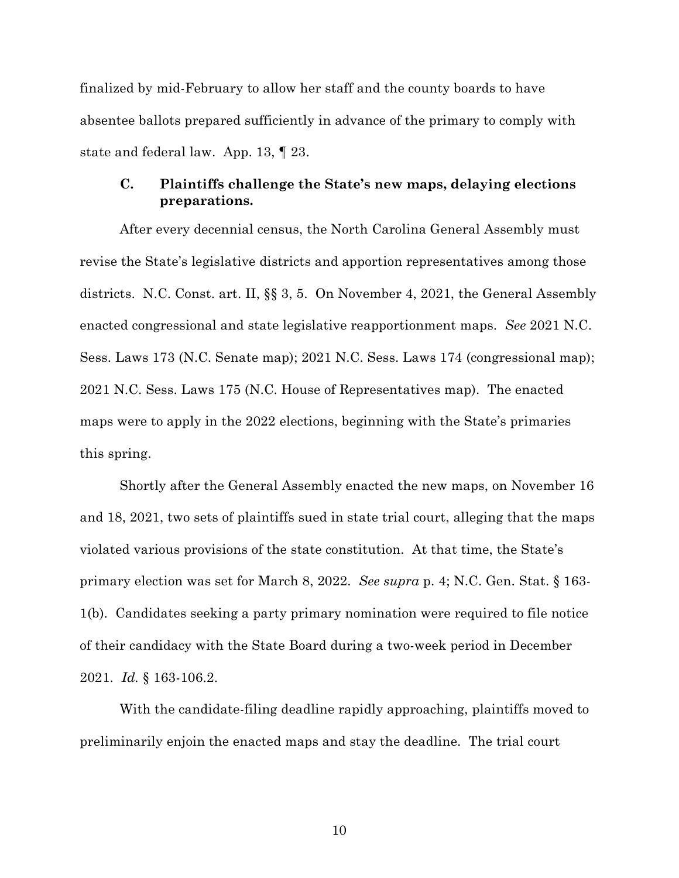finalized by mid-February to allow her staff and the county boards to have absentee ballots prepared sufficiently in advance of the primary to comply with state and federal law. App. 13, ¶ 23.

### C. Plaintiffs challenge the State's new maps, delaying elections preparations.

After every decennial census, the North Carolina General Assembly must revise the State's legislative districts and apportion representatives among those districts. N.C. Const. art. II, §§ 3, 5. On November 4, 2021, the General Assembly enacted congressional and state legislative reapportionment maps. *See* 2021 N.C. Sess. Laws 173 (N.C. Senate map); 2021 N.C. Sess. Laws 174 (congressional map); 2021 N.C. Sess. Laws 175 (N.C. House of Representatives map). The enacted maps were to apply in the 2022 elections, beginning with the State's primaries this spring.

Shortly after the General Assembly enacted the new maps, on November 16 and 18, 2021, two sets of plaintiffs sued in state trial court, alleging that the maps violated various provisions of the state constitution. At that time, the State's primary election was set for March 8, 2022. *See supra* p. 4; N.C. Gen. Stat. § 163-1(b). Candidates seeking a party primary nomination were required to file notice of their candidacy with the State Board during a two-week period in December 2021. *Id.* § 163-106.2.

With the candidate-filing deadline rapidly approaching, plaintiffs moved to preliminarily enjoin the enacted maps and stay the deadline. The trial court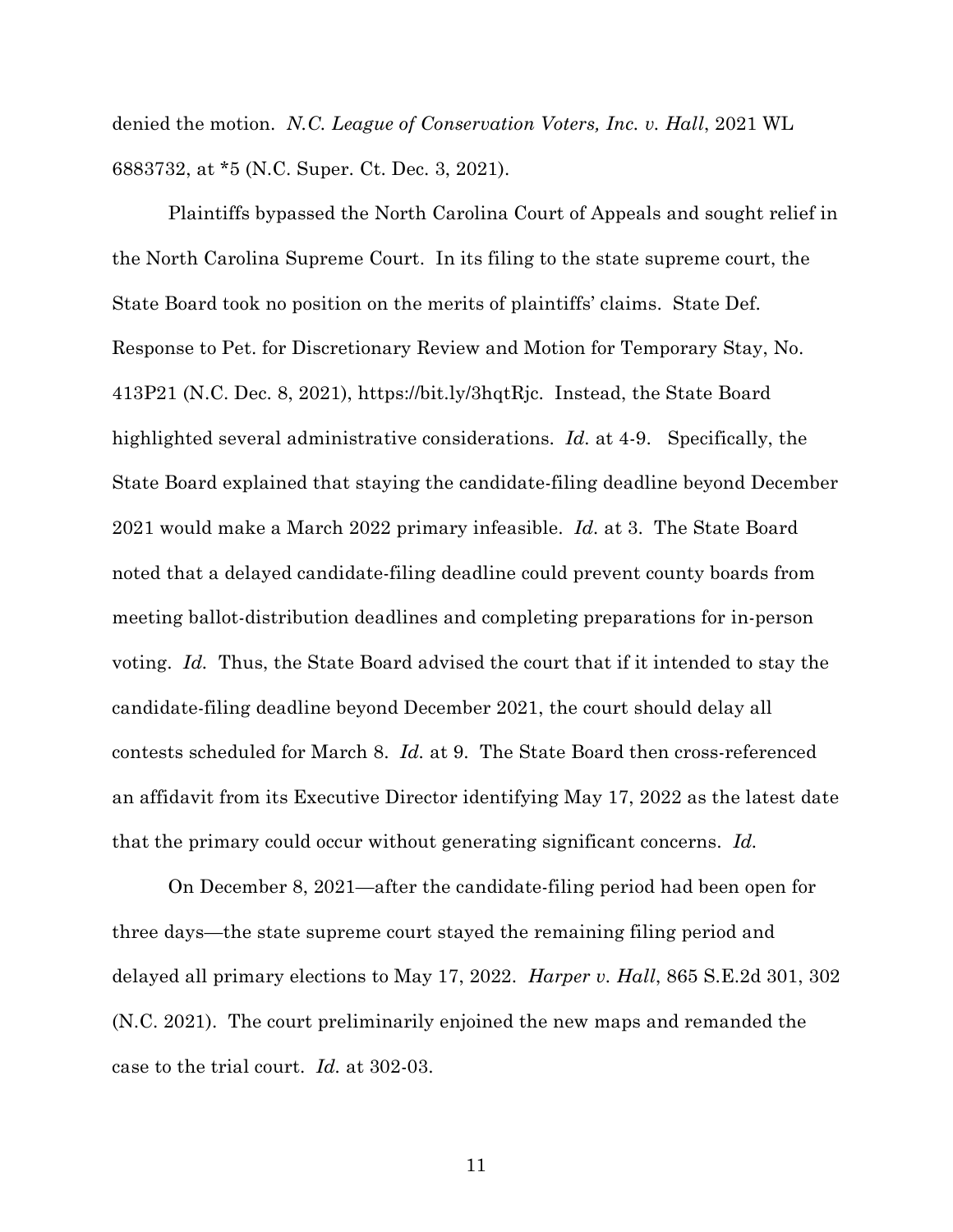denied the motion. *N.C. League of Conservation Voters, Inc. v. Hall*, 2021 WL 6883732, at *5 (N.C. Super. Ct. Dec. 3, 2021).

Plaintiffs bypassed the North Carolina Court of Appeals and sought relief in the North Carolina Supreme Court. In its filing to the state supreme court, the State Board took no position on the merits of plaintiffs' claims. State Def. Response to Pet. for Discretionary Review and Motion for Temporary Stay, No. 413P21 (N.C. Dec. 8, 2021), https://bit.ly/3hqtRjc. Instead, the State Board highlighted several administrative considerations. *Id.* at 4-9. Specifically, the State Board explained that staying the candidate-filing deadline beyond December 2021 would make a March 2022 primary infeasible. *Id.* at 3. The State Board noted that a delayed candidate-filing deadline could prevent county boards from meeting ballot-distribution deadlines and completing preparations for in-person voting. *Id.* Thus, the State Board advised the court that if it intended to stay the candidate-filing deadline beyond December 2021, the court should delay all contests scheduled for March 8. *Id.* at 9. The State Board then cross-referenced an affidavit from its Executive Director identifying May 17, 2022 as the latest date that the primary could occur without generating significant concerns. *Id.*

On December 8, 2021—after the candidate-filing period had been open for three days—the state supreme court stayed the remaining filing period and delayed all primary elections to May 17, 2022. *Harper v. Hall*, 865 S.E.2d 301, 302 (N.C. 2021). The court preliminarily enjoined the new maps and remanded the case to the trial court. *Id.* at 302-03.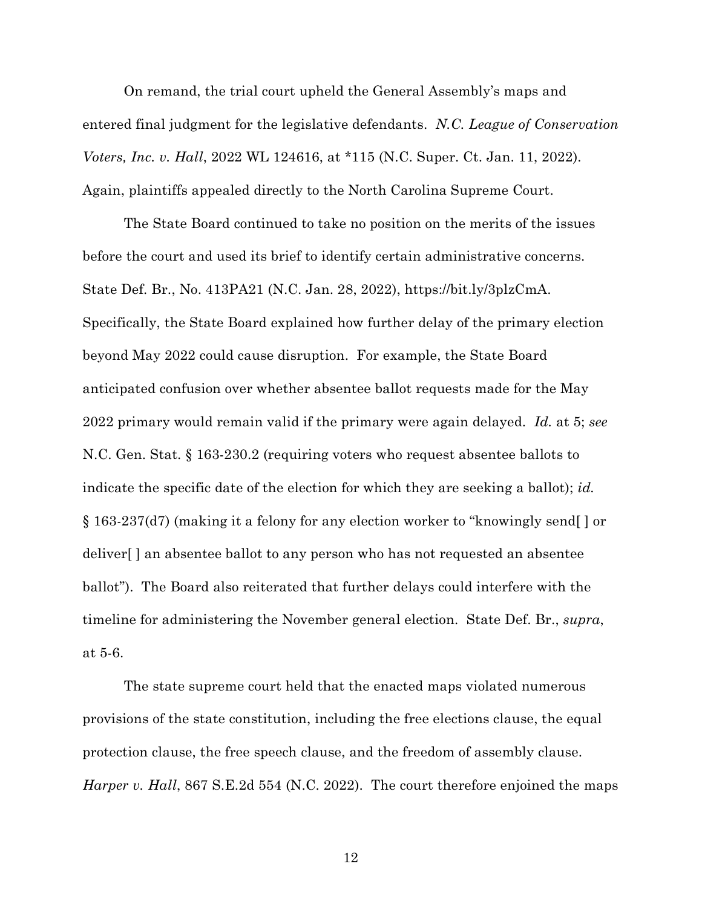On remand, the trial court upheld the General Assembly's maps and entered final judgment for the legislative defendants. *N.C. League of Conservation Voters, Inc. v. Hall*, 2022 WL 124616, at *115 (N.C. Super. Ct. Jan. 11, 2022). Again, plaintiffs appealed directly to the North Carolina Supreme Court.

The State Board continued to take no position on the merits of the issues before the court and used its brief to identify certain administrative concerns. State Def. Br., No. 413PA21 (N.C. Jan. 28, 2022), https://bit.ly/3plzCmA. Specifically, the State Board explained how further delay of the primary election beyond May 2022 could cause disruption. For example, the State Board anticipated confusion over whether absentee ballot requests made for the May 2022 primary would remain valid if the primary were again delayed. *Id.* at 5; *see* N.C. Gen. Stat. § 163-230.2 (requiring voters who request absentee ballots to indicate the specific date of the election for which they are seeking a ballot); *id.* § 163-237(d7) (making it a felony for any election worker to "knowingly send[ ] or deliver[ ] an absentee ballot to any person who has not requested an absentee ballot"). The Board also reiterated that further delays could interfere with the timeline for administering the November general election. State Def. Br., *supra*, at 5-6.

The state supreme court held that the enacted maps violated numerous provisions of the state constitution, including the free elections clause, the equal protection clause, the free speech clause, and the freedom of assembly clause. *Harper v. Hall*, 867 S.E.2d 554 (N.C. 2022). The court therefore enjoined the maps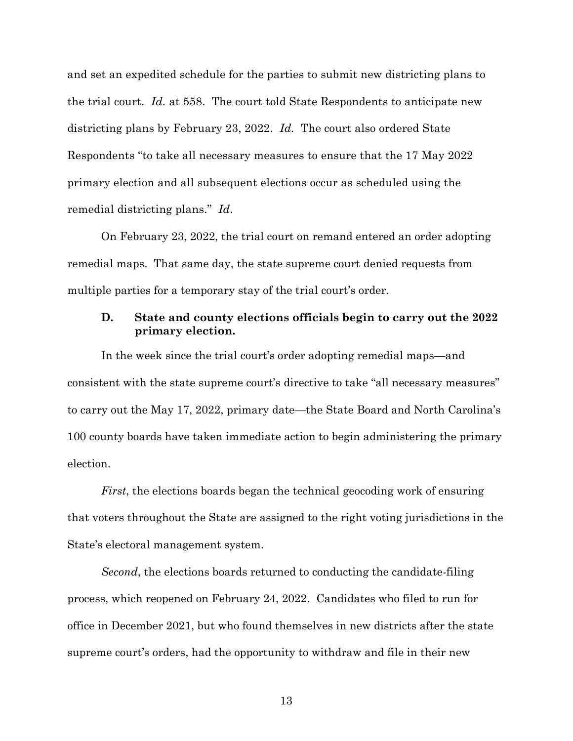and set an expedited schedule for the parties to submit new districting plans to the trial court. *Id.* at 558. The court told State Respondents to anticipate new districting plans by February 23, 2022. *Id.* The court also ordered State Respondents "to take all necessary measures to ensure that the 17 May 2022 primary election and all subsequent elections occur as scheduled using the remedial districting plans." *Id.*

On February 23, 2022, the trial court on remand entered an order adopting remedial maps. That same day, the state supreme court denied requests from multiple parties for a temporary stay of the trial court's order.

### D. State and county elections officials begin to carry out the 2022 primary election.

In the week since the trial court's order adopting remedial maps—and consistent with the state supreme court's directive to take "all necessary measures" to carry out the May 17, 2022, primary date—the State Board and North Carolina's 100 county boards have taken immediate action to begin administering the primary election.

*First*, the elections boards began the technical geocoding work of ensuring that voters throughout the State are assigned to the right voting jurisdictions in the State's electoral management system.

*Second*, the elections boards returned to conducting the candidate-filing process, which reopened on February 24, 2022. Candidates who filed to run for office in December 2021, but who found themselves in new districts after the state supreme court's orders, had the opportunity to withdraw and file in their new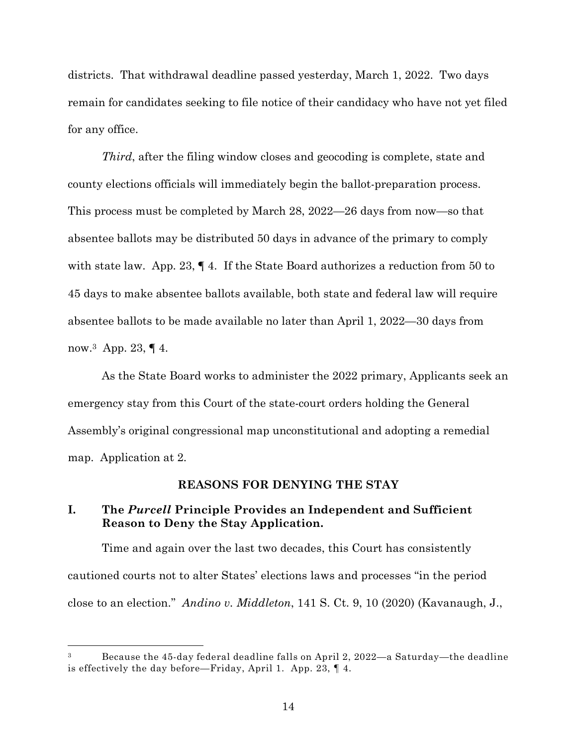districts. That withdrawal deadline passed yesterday, March 1, 2022. Two days remain for candidates seeking to file notice of their candidacy who have not yet filed for any office.

*Third*, after the filing window closes and geocoding is complete, state and county elections officials will immediately begin the ballot-preparation process. This process must be completed by March 28, 2022—26 days from now—so that absentee ballots may be distributed 50 days in advance of the primary to comply with state law. App. 23, ¶ 4. If the State Board authorizes a reduction from 50 to 45 days to make absentee ballots available, both state and federal law will require absentee ballots to be made available no later than April 1, 2022—30 days from now.[3] App. 23, ¶ 4.

As the State Board works to administer the 2022 primary, Applicants seek an emergency stay from this Court of the state-court orders holding the General Assembly's original congressional map unconstitutional and adopting a remedial map. Application at 2.

## REASONS FOR DENYING THE STAY

### I. The *Purcell* Principle Provides an Independent and Sufficient Reason to Deny the Stay Application.

Time and again over the last two decades, this Court has consistently cautioned courts not to alter States' elections laws and processes "in the period close to an election." *Andino v. Middleton*, 141 S. Ct. 9, 10 (2020) (Kavanaugh, J.,

---

[3] Because the 45-day federal deadline falls on April 2, 2022—a Saturday—the deadline is effectively the day before—Friday, April 1. App. 23, ¶ 4.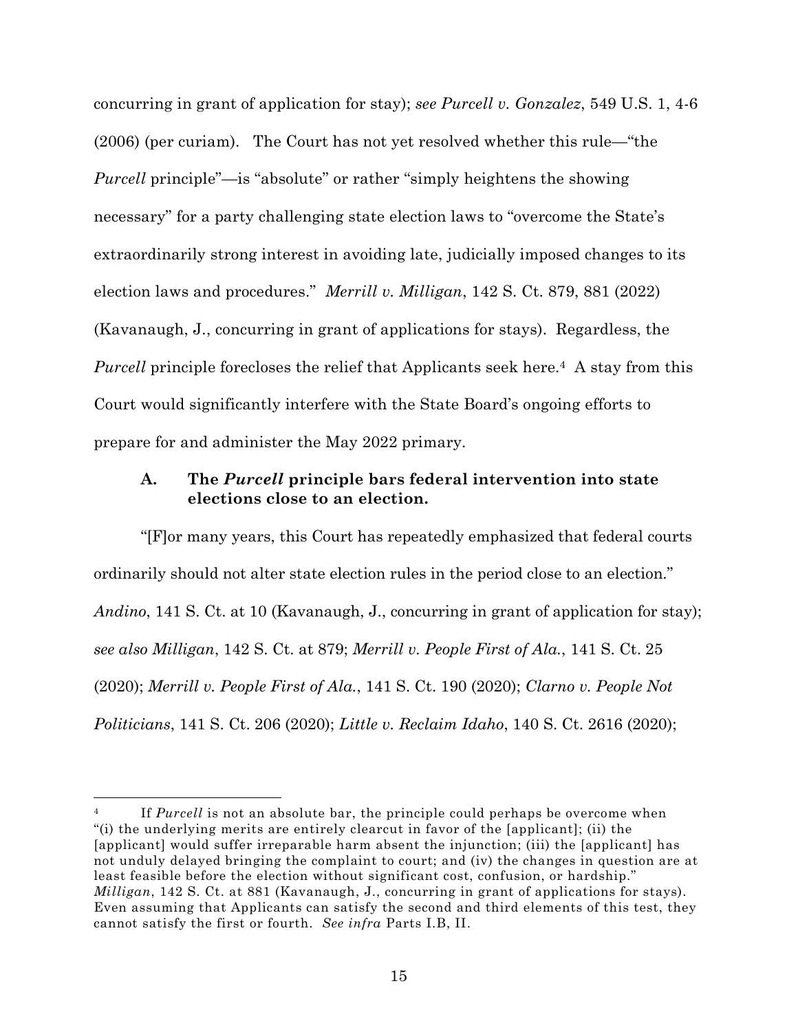concurring in grant of application for stay); *see Purcell v. Gonzalez*, 549 U.S. 1, 4-6 (2006) (per curiam). The Court has not yet resolved whether this rule—"the *Purcell* principle"—is "absolute" or rather "simply heightens the showing necessary" for a party challenging state election laws to "overcome the State's extraordinarily strong interest in avoiding late, judicially imposed changes to its election laws and procedures." *Merrill v. Milligan*, 142 S. Ct. 879, 881 (2022) (Kavanaugh, J., concurring in grant of applications for stays). Regardless, the *Purcell* principle forecloses the relief that Applicants seek here.[4] A stay from this Court would significantly interfere with the State Board's ongoing efforts to prepare for and administer the May 2022 primary.

### A. The *Purcell* principle bars federal intervention into state elections close to an election.

"[F]or many years, this Court has repeatedly emphasized that federal courts ordinarily should not alter state election rules in the period close to an election." *Andino*, 141 S. Ct. at 10 (Kavanaugh, J., concurring in grant of application for stay); *see also Milligan*, 142 S. Ct. at 879; *Merrill v. People First of Ala.*, 141 S. Ct. 25 (2020); *Merrill v. People First of Ala.*, 141 S. Ct. 190 (2020); *Clarno v. People Not Politicians*, 141 S. Ct. 206 (2020); *Little v. Reclaim Idaho*, 140 S. Ct. 2616 (2020);

[4] If *Purcell* is not an absolute bar, the principle could perhaps be overcome when "(i) the underlying merits are entirely clearcut in favor of the [applicant]; (ii) the [applicant] would suffer irreparable harm absent the injunction; (iii) the [applicant] has not unduly delayed bringing the complaint to court; and (iv) the changes in question are at least feasible before the election without significant cost, confusion, or hardship." *Milligan*, 142 S. Ct. at 881 (Kavanaugh, J., concurring in grant of applications for stays). Even assuming that Applicants can satisfy the second and third elements of this test, they cannot satisfy the first or fourth. *See infra* Parts I.B, II.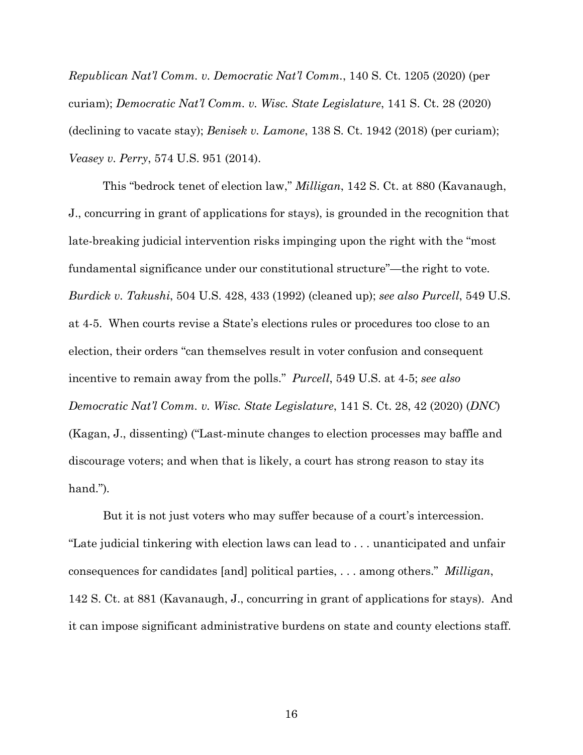*Republican Nat'l Comm. v. Democratic Nat'l Comm.*, 140 S. Ct. 1205 (2020) (per curiam); *Democratic Nat'l Comm. v. Wisc. State Legislature*, 141 S. Ct. 28 (2020) (declining to vacate stay); *Benisek v. Lamone*, 138 S. Ct. 1942 (2018) (per curiam); *Veasey v. Perry*, 574 U.S. 951 (2014).

This "bedrock tenet of election law," *Milligan*, 142 S. Ct. at 880 (Kavanaugh, J., concurring in grant of applications for stays), is grounded in the recognition that late-breaking judicial intervention risks impinging upon the right with the "most fundamental significance under our constitutional structure"—the right to vote. *Burdick v. Takushi*, 504 U.S. 428, 433 (1992) (cleaned up); *see also Purcell*, 549 U.S. at 4-5. When courts revise a State's elections rules or procedures too close to an election, their orders "can themselves result in voter confusion and consequent incentive to remain away from the polls." *Purcell*, 549 U.S. at 4-5; *see also Democratic Nat'l Comm. v. Wisc. State Legislature*, 141 S. Ct. 28, 42 (2020) (*DNC*) (Kagan, J., dissenting) ("Last-minute changes to election processes may baffle and discourage voters; and when that is likely, a court has strong reason to stay its hand.").

But it is not just voters who may suffer because of a court's intercession. "Late judicial tinkering with election laws can lead to . . . unanticipated and unfair consequences for candidates [and] political parties, . . . among others." *Milligan*, 142 S. Ct. at 881 (Kavanaugh, J., concurring in grant of applications for stays). And it can impose significant administrative burdens on state and county elections staff.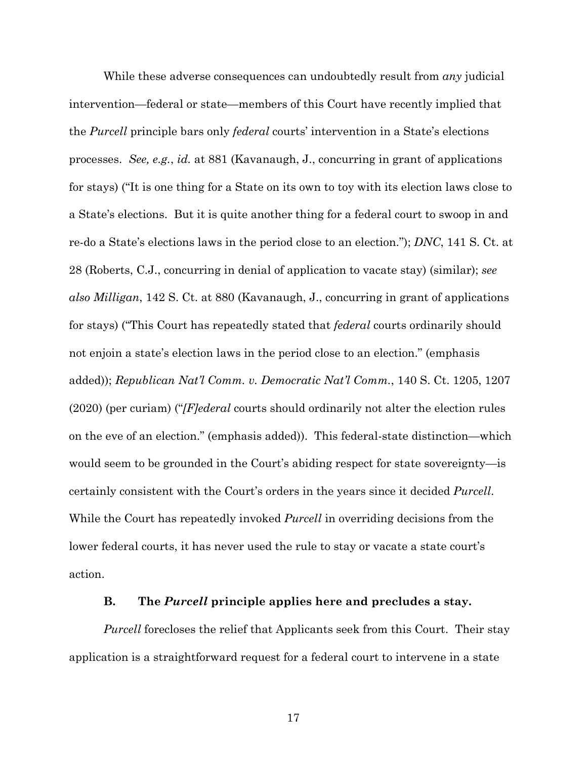While these adverse consequences can undoubtedly result from *any* judicial intervention—federal or state—members of this Court have recently implied that the *Purcell* principle bars only *federal* courts' intervention in a State's elections processes. *See, e.g.*, *id.* at 881 (Kavanaugh, J., concurring in grant of applications for stays) ("It is one thing for a State on its own to toy with its election laws close to a State's elections. But it is quite another thing for a federal court to swoop in and re-do a State's elections laws in the period close to an election."); *DNC*, 141 S. Ct. at 28 (Roberts, C.J., concurring in denial of application to vacate stay) (similar); *see also Milligan*, 142 S. Ct. at 880 (Kavanaugh, J., concurring in grant of applications for stays) ("This Court has repeatedly stated that *federal* courts ordinarily should not enjoin a state's election laws in the period close to an election." (emphasis added)); *Republican Nat'l Comm. v. Democratic Nat'l Comm.*, 140 S. Ct. 1205, 1207 (2020) (per curiam) ("*[F]ederal* courts should ordinarily not alter the election rules on the eve of an election." (emphasis added)). This federal-state distinction—which would seem to be grounded in the Court's abiding respect for state sovereignty—is certainly consistent with the Court's orders in the years since it decided *Purcell*. While the Court has repeatedly invoked *Purcell* in overriding decisions from the lower federal courts, it has never used the rule to stay or vacate a state court's action.

### B. The *Purcell* principle applies here and precludes a stay.

*Purcell* forecloses the relief that Applicants seek from this Court. Their stay application is a straightforward request for a federal court to intervene in a state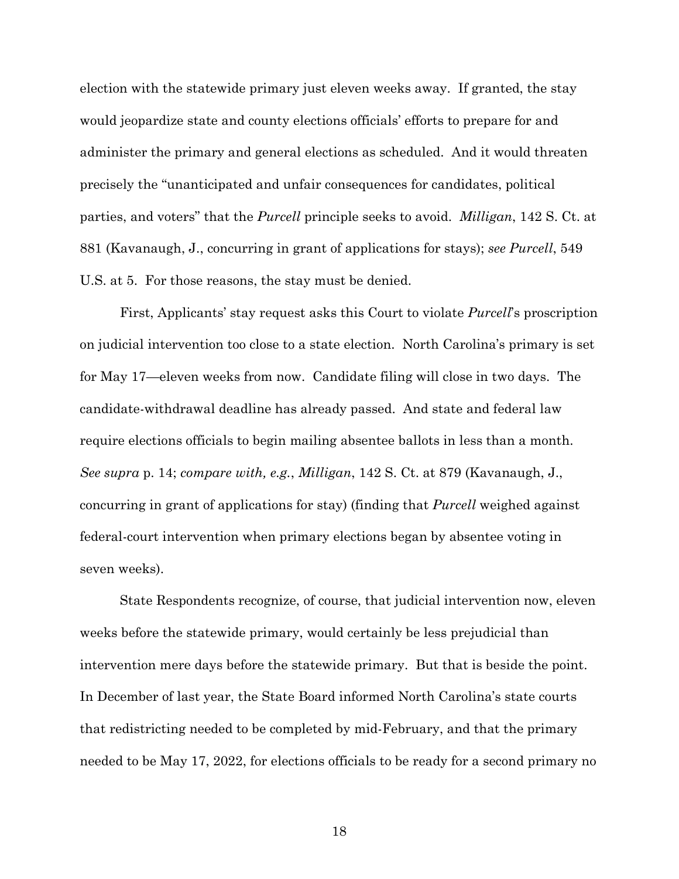election with the statewide primary just eleven weeks away. If granted, the stay would jeopardize state and county elections officials' efforts to prepare for and administer the primary and general elections as scheduled. And it would threaten precisely the "unanticipated and unfair consequences for candidates, political parties, and voters" that the *Purcell* principle seeks to avoid. *Milligan*, 142 S. Ct. at 881 (Kavanaugh, J., concurring in grant of applications for stays); *see Purcell*, 549 U.S. at 5. For those reasons, the stay must be denied.

First, Applicants' stay request asks this Court to violate *Purcell*'s proscription on judicial intervention too close to a state election. North Carolina's primary is set for May 17—eleven weeks from now. Candidate filing will close in two days. The candidate-withdrawal deadline has already passed. And state and federal law require elections officials to begin mailing absentee ballots in less than a month. *See supra* p. 14; *compare with, e.g.*, *Milligan*, 142 S. Ct. at 879 (Kavanaugh, J., concurring in grant of applications for stay) (finding that *Purcell* weighed against federal-court intervention when primary elections began by absentee voting in seven weeks).

State Respondents recognize, of course, that judicial intervention now, eleven weeks before the statewide primary, would certainly be less prejudicial than intervention mere days before the statewide primary. But that is beside the point. In December of last year, the State Board informed North Carolina's state courts that redistricting needed to be completed by mid-February, and that the primary needed to be May 17, 2022, for elections officials to be ready for a second primary no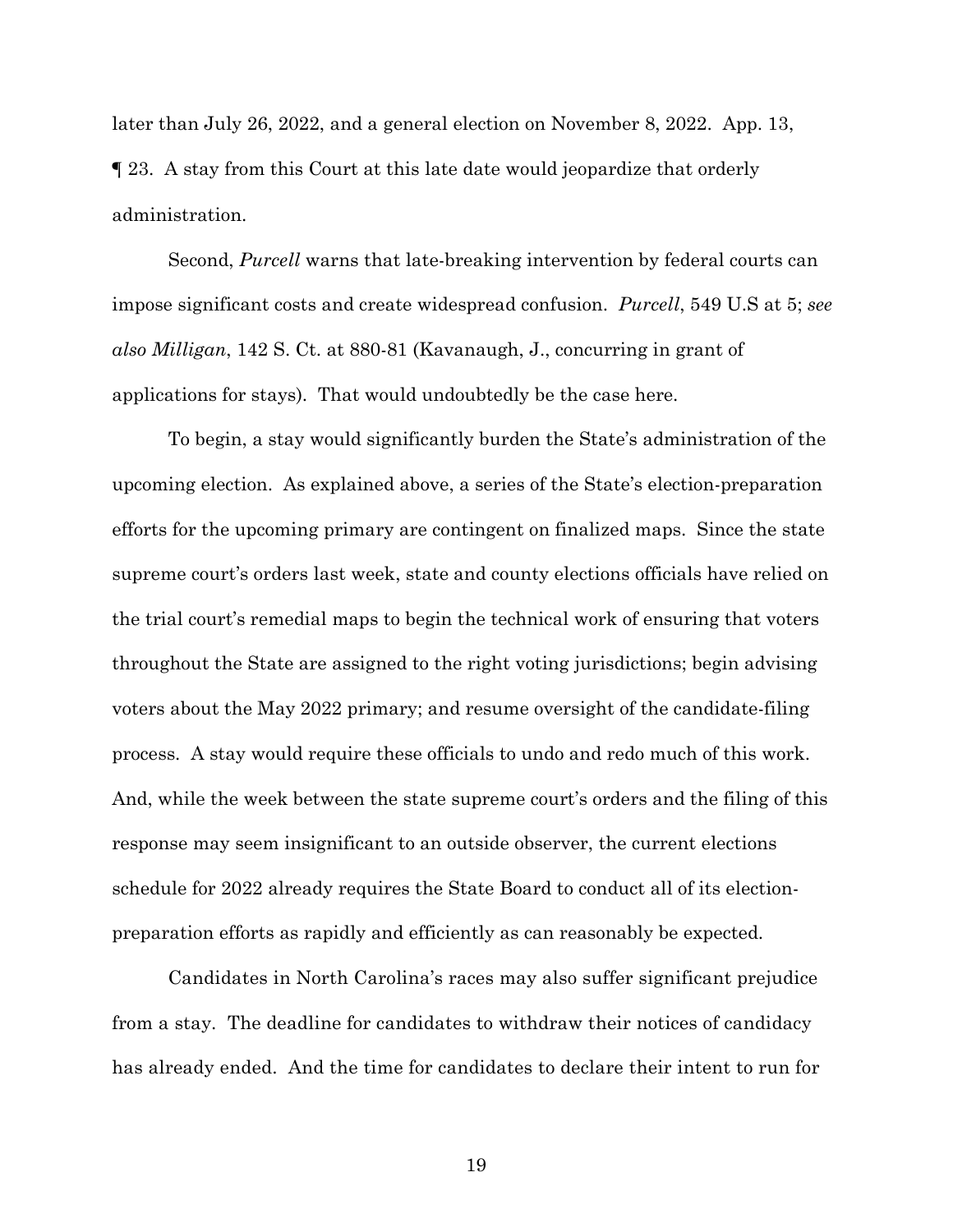later than July 26, 2022, and a general election on November 8, 2022. App. 13, ¶ 23. A stay from this Court at this late date would jeopardize that orderly administration.

Second, *Purcell* warns that late-breaking intervention by federal courts can impose significant costs and create widespread confusion. *Purcell*, 549 U.S at 5; *see also Milligan*, 142 S. Ct. at 880-81 (Kavanaugh, J., concurring in grant of applications for stays). That would undoubtedly be the case here.

To begin, a stay would significantly burden the State's administration of the upcoming election. As explained above, a series of the State's election-preparation efforts for the upcoming primary are contingent on finalized maps. Since the state supreme court's orders last week, state and county elections officials have relied on the trial court's remedial maps to begin the technical work of ensuring that voters throughout the State are assigned to the right voting jurisdictions; begin advising voters about the May 2022 primary; and resume oversight of the candidate-filing process. A stay would require these officials to undo and redo much of this work. And, while the week between the state supreme court's orders and the filing of this response may seem insignificant to an outside observer, the current elections schedule for 2022 already requires the State Board to conduct all of its election-preparation efforts as rapidly and efficiently as can reasonably be expected.

Candidates in North Carolina's races may also suffer significant prejudice from a stay. The deadline for candidates to withdraw their notices of candidacy has already ended. And the time for candidates to declare their intent to run for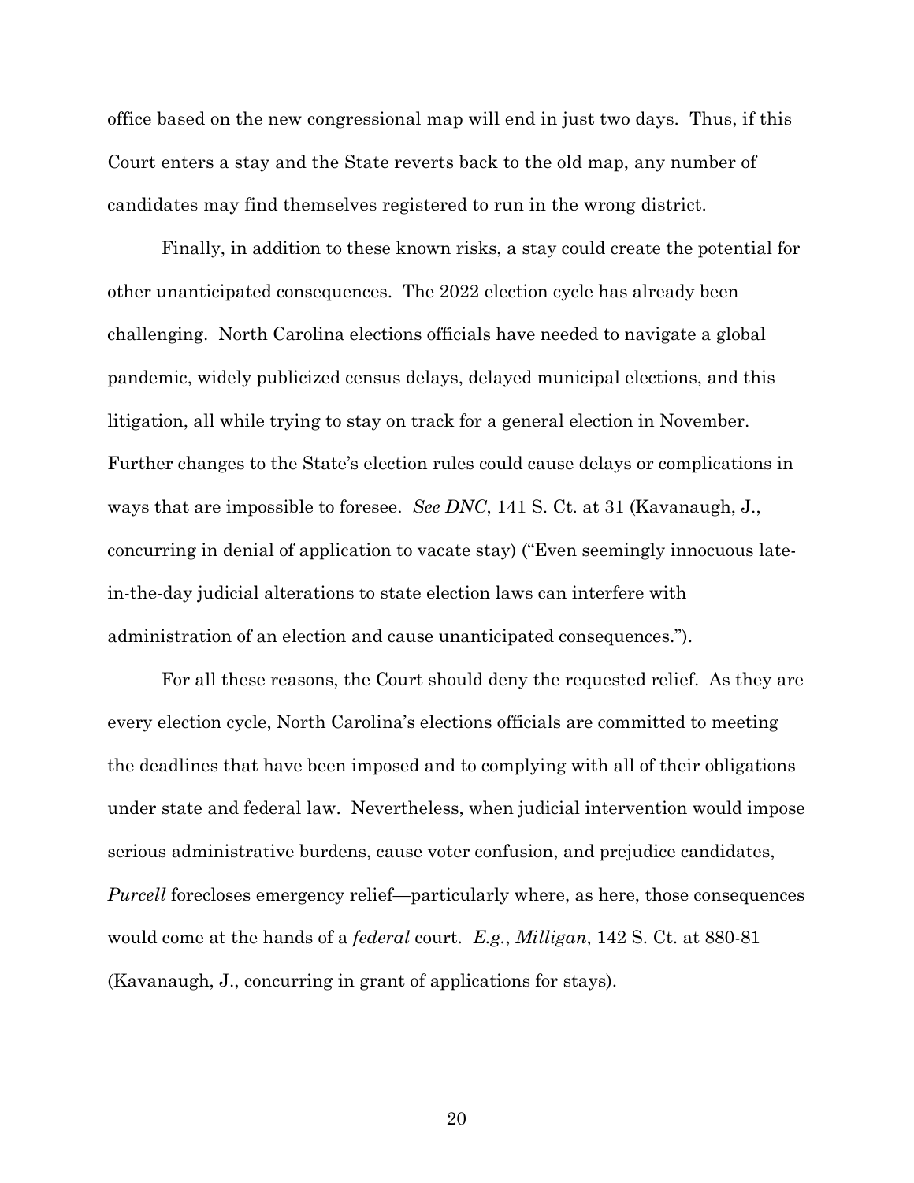office based on the new congressional map will end in just two days. Thus, if this Court enters a stay and the State reverts back to the old map, any number of candidates may find themselves registered to run in the wrong district.

Finally, in addition to these known risks, a stay could create the potential for other unanticipated consequences. The 2022 election cycle has already been challenging. North Carolina elections officials have needed to navigate a global pandemic, widely publicized census delays, delayed municipal elections, and this litigation, all while trying to stay on track for a general election in November. Further changes to the State's election rules could cause delays or complications in ways that are impossible to foresee. *See DNC*, 141 S. Ct. at 31 (Kavanaugh, J., concurring in denial of application to vacate stay) ("Even seemingly innocuous late-in-the-day judicial alterations to state election laws can interfere with administration of an election and cause unanticipated consequences.").

For all these reasons, the Court should deny the requested relief. As they are every election cycle, North Carolina's elections officials are committed to meeting the deadlines that have been imposed and to complying with all of their obligations under state and federal law. Nevertheless, when judicial intervention would impose serious administrative burdens, cause voter confusion, and prejudice candidates, *Purcell* forecloses emergency relief—particularly where, as here, those consequences would come at the hands of a *federal* court. *E.g.*, *Milligan*, 142 S. Ct. at 880-81 (Kavanaugh, J., concurring in grant of applications for stays).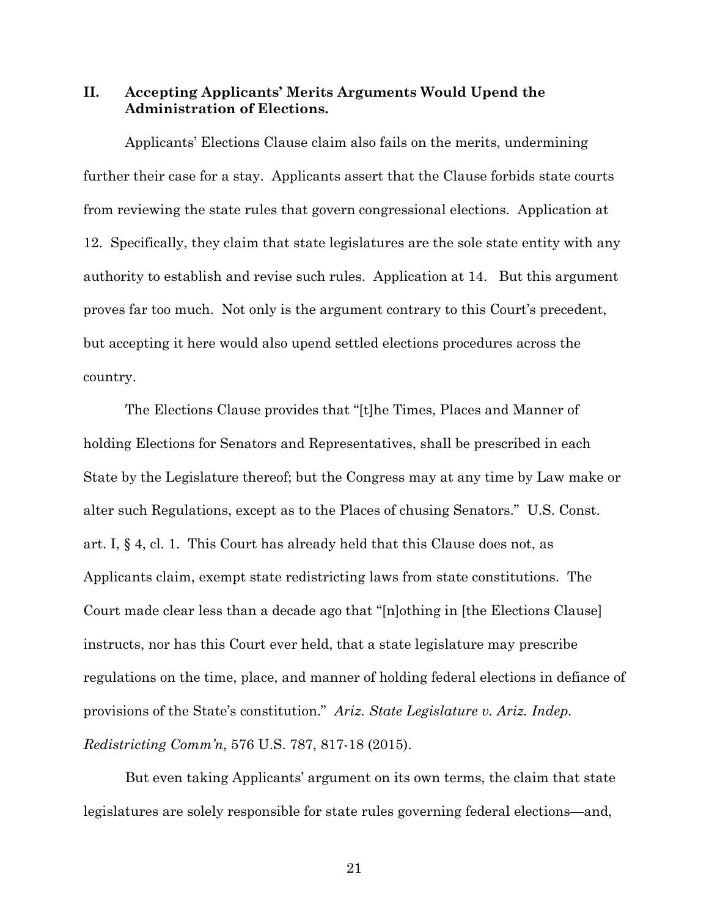## II. Accepting Applicants' Merits Arguments Would Upend the Administration of Elections.

Applicants' Elections Clause claim also fails on the merits, undermining further their case for a stay. Applicants assert that the Clause forbids state courts from reviewing the state rules that govern congressional elections. Application at 12. Specifically, they claim that state legislatures are the sole state entity with any authority to establish and revise such rules. Application at 14. But this argument proves far too much. Not only is the argument contrary to this Court's precedent, but accepting it here would also upend settled elections procedures across the country.

The Elections Clause provides that "[t]he Times, Places and Manner of holding Elections for Senators and Representatives, shall be prescribed in each State by the Legislature thereof; but the Congress may at any time by Law make or alter such Regulations, except as to the Places of chusing Senators." U.S. Const. art. I, § 4, cl. 1. This Court has already held that this Clause does not, as Applicants claim, exempt state redistricting laws from state constitutions. The Court made clear less than a decade ago that "[n]othing in [the Elections Clause] instructs, nor has this Court ever held, that a state legislature may prescribe regulations on the time, place, and manner of holding federal elections in defiance of provisions of the State's constitution." *Ariz. State Legislature v. Ariz. Indep. Redistricting Comm'n*, 576 U.S. 787, 817-18 (2015).

But even taking Applicants' argument on its own terms, the claim that state legislatures are solely responsible for state rules governing federal elections—and,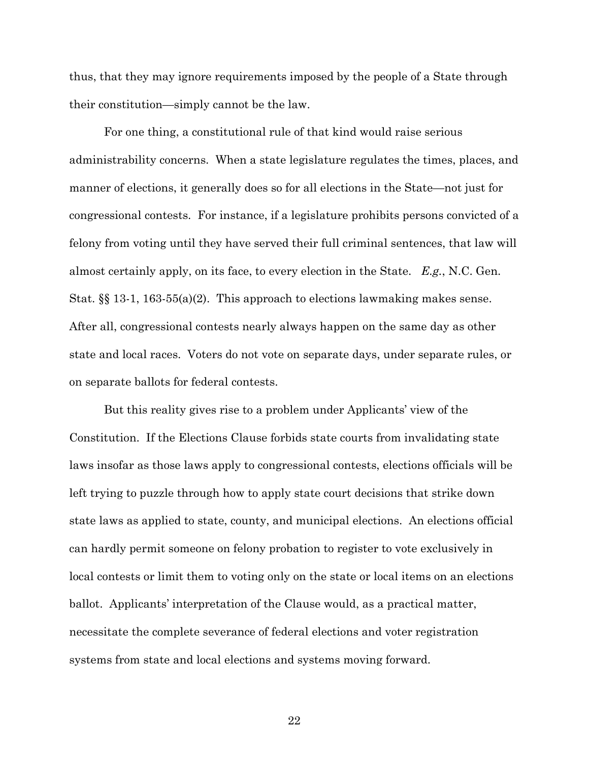thus, that they may ignore requirements imposed by the people of a State through their constitution—simply cannot be the law.

For one thing, a constitutional rule of that kind would raise serious administrability concerns. When a state legislature regulates the times, places, and manner of elections, it generally does so for all elections in the State—not just for congressional contests. For instance, if a legislature prohibits persons convicted of a felony from voting until they have served their full criminal sentences, that law will almost certainly apply, on its face, to every election in the State. *E.g.*, N.C. Gen. Stat. §§ 13-1, 163-55(a)(2). This approach to elections lawmaking makes sense. After all, congressional contests nearly always happen on the same day as other state and local races. Voters do not vote on separate days, under separate rules, or on separate ballots for federal contests.

But this reality gives rise to a problem under Applicants' view of the Constitution. If the Elections Clause forbids state courts from invalidating state laws insofar as those laws apply to congressional contests, elections officials will be left trying to puzzle through how to apply state court decisions that strike down state laws as applied to state, county, and municipal elections. An elections official can hardly permit someone on felony probation to register to vote exclusively in local contests or limit them to voting only on the state or local items on an elections ballot. Applicants' interpretation of the Clause would, as a practical matter, necessitate the complete severance of federal elections and voter registration systems from state and local elections and systems moving forward.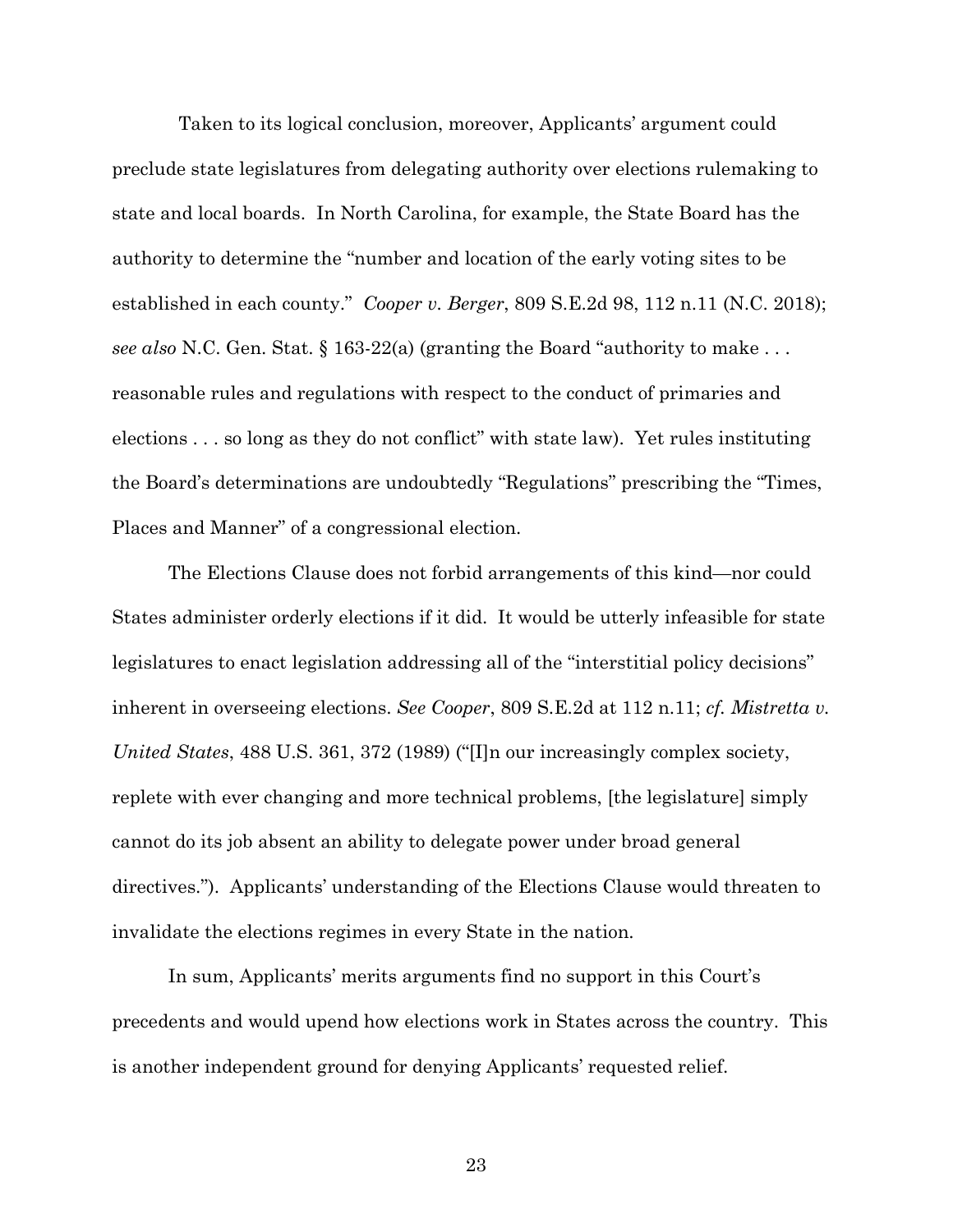Taken to its logical conclusion, moreover, Applicants' argument could preclude state legislatures from delegating authority over elections rulemaking to state and local boards. In North Carolina, for example, the State Board has the authority to determine the "number and location of the early voting sites to be established in each county." *Cooper v. Berger*, 809 S.E.2d 98, 112 n.11 (N.C. 2018); *see also* N.C. Gen. Stat. § 163-22(a) (granting the Board "authority to make . . . reasonable rules and regulations with respect to the conduct of primaries and elections . . . so long as they do not conflict" with state law). Yet rules instituting the Board's determinations are undoubtedly "Regulations" prescribing the "Times, Places and Manner" of a congressional election.

The Elections Clause does not forbid arrangements of this kind—nor could States administer orderly elections if it did. It would be utterly infeasible for state legislatures to enact legislation addressing all of the "interstitial policy decisions" inherent in overseeing elections. *See Cooper*, 809 S.E.2d at 112 n.11; *cf. Mistretta v. United States*, 488 U.S. 361, 372 (1989) ("[I]n our increasingly complex society, replete with ever changing and more technical problems, [the legislature] simply cannot do its job absent an ability to delegate power under broad general directives."). Applicants' understanding of the Elections Clause would threaten to invalidate the elections regimes in every State in the nation.

In sum, Applicants' merits arguments find no support in this Court's precedents and would upend how elections work in States across the country. This is another independent ground for denying Applicants' requested relief.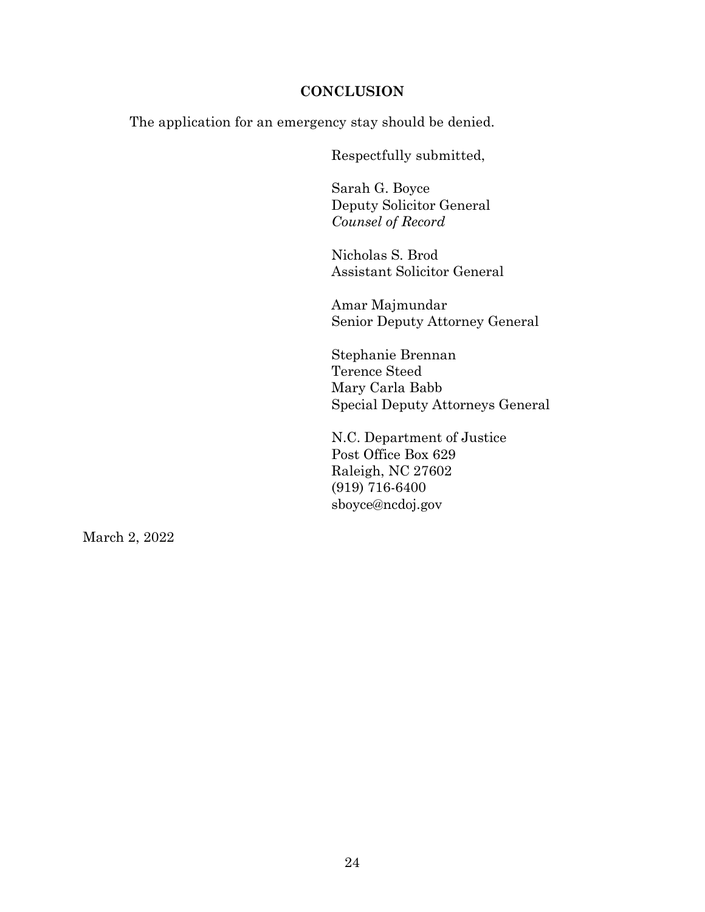## CONCLUSION

The application for an emergency stay should be denied.

Respectfully submitted,

Sarah G. Boyce
Deputy Solicitor General
*Counsel of Record*

Nicholas S. Brod
Assistant Solicitor General

Amar Majmundar
Senior Deputy Attorney General

Stephanie Brennan
Terence Steed
Mary Carla Babb
Special Deputy Attorneys General

N.C. Department of Justice
Post Office Box 629
Raleigh, NC 27602
(919) 716-6400
sboyce@ncdoj.gov

March 2, 2022